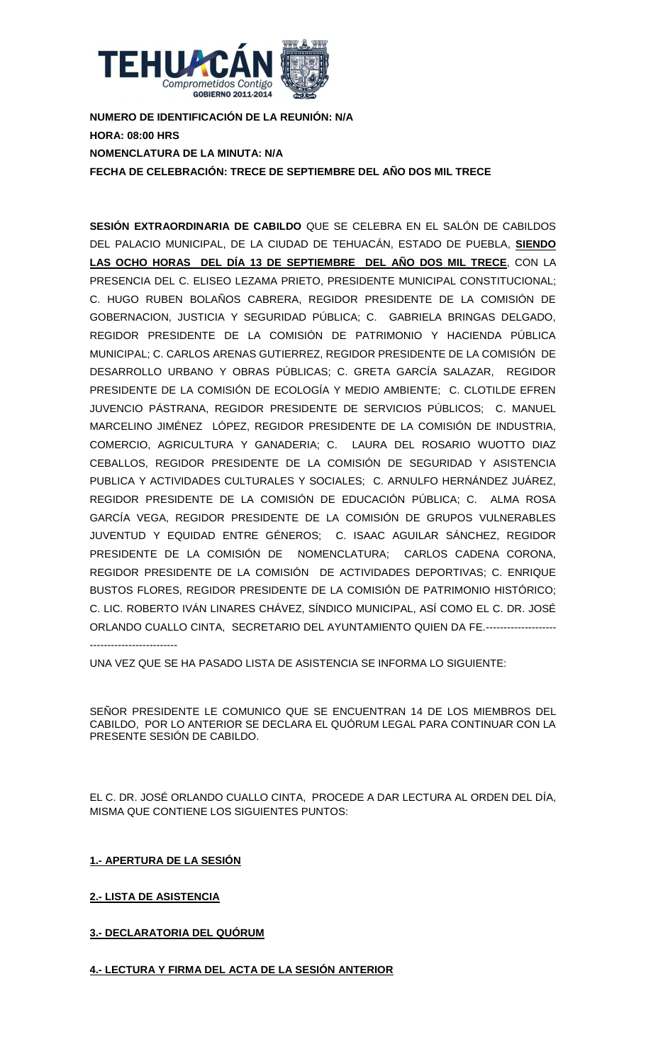**NUMERO DE IDENTIFICACIÓN DE LA REUNIÓN: N/A**
**HORA: 08:00 HRS**
**NOMENCLATURA DE LA MINUTA: N/A**
**FECHA DE CELEBRACIÓN: TRECE DE SEPTIEMBRE DEL AÑO DOS MIL TRECE**

**SESIÓN EXTRAORDINARIA DE CABILDO** QUE SE CELEBRA EN EL SALÓN DE CABILDOS DEL PALACIO MUNICIPAL, DE LA CIUDAD DE TEHUACÁN, ESTADO DE PUEBLA, **SIENDO LAS OCHO HORAS DEL DÍA 13 DE SEPTIEMBRE DEL AÑO DOS MIL TRECE**, CON LA PRESENCIA DEL C. ELISEO LEZAMA PRIETO, PRESIDENTE MUNICIPAL CONSTITUCIONAL; C. HUGO RUBEN BOLAÑOS CABRERA, REGIDOR PRESIDENTE DE LA COMISIÓN DE GOBERNACION, JUSTICIA Y SEGURIDAD PÚBLICA; C. GABRIELA BRINGAS DELGADO, REGIDOR PRESIDENTE DE LA COMISIÓN DE PATRIMONIO Y HACIENDA PÚBLICA MUNICIPAL; C. CARLOS ARENAS GUTIERREZ, REGIDOR PRESIDENTE DE LA COMISIÓN DE DESARROLLO URBANO Y OBRAS PÚBLICAS; C. GRETA GARCÍA SALAZAR, REGIDOR PRESIDENTE DE LA COMISIÓN DE ECOLOGÍA Y MEDIO AMBIENTE; C. CLOTILDE EFREN JUVENCIO PÁSTRANA, REGIDOR PRESIDENTE DE SERVICIOS PÚBLICOS; C. MANUEL MARCELINO JIMÉNEZ LÓPEZ, REGIDOR PRESIDENTE DE LA COMISIÓN DE INDUSTRIA, COMERCIO, AGRICULTURA Y GANADERIA; C. LAURA DEL ROSARIO WUOTTO DIAZ CEBALLOS, REGIDOR PRESIDENTE DE LA COMISIÓN DE SEGURIDAD Y ASISTENCIA PUBLICA Y ACTIVIDADES CULTURALES Y SOCIALES; C. ARNULFO HERNÁNDEZ JUÁREZ, REGIDOR PRESIDENTE DE LA COMISIÓN DE EDUCACIÓN PÚBLICA; C. ALMA ROSA GARCÍA VEGA, REGIDOR PRESIDENTE DE LA COMISIÓN DE GRUPOS VULNERABLES JUVENTUD Y EQUIDAD ENTRE GÉNEROS; C. ISAAC AGUILAR SÁNCHEZ, REGIDOR PRESIDENTE DE LA COMISIÓN DE NOMENCLATURA; CARLOS CADENA CORONA, REGIDOR PRESIDENTE DE LA COMISIÓN DE ACTIVIDADES DEPORTIVAS; C. ENRIQUE BUSTOS FLORES, REGIDOR PRESIDENTE DE LA COMISIÓN DE PATRIMONIO HISTÓRICO; C. LIC. ROBERTO IVÁN LINARES CHÁVEZ, SÍNDICO MUNICIPAL, ASÍ COMO EL C. DR. JOSÉ ORLANDO CUALLO CINTA, SECRETARIO DEL AYUNTAMIENTO QUIEN DA FE.---------------------------------------------

UNA VEZ QUE SE HA PASADO LISTA DE ASISTENCIA SE INFORMA LO SIGUIENTE:

SEÑOR PRESIDENTE LE COMUNICO QUE SE ENCUENTRAN 14 DE LOS MIEMBROS DEL CABILDO, POR LO ANTERIOR SE DECLARA EL QUÓRUM LEGAL PARA CONTINUAR CON LA PRESENTE SESIÓN DE CABILDO.

EL C. DR. JOSÉ ORLANDO CUALLO CINTA, PROCEDE A DAR LECTURA AL ORDEN DEL DÍA, MISMA QUE CONTIENE LOS SIGUIENTES PUNTOS:

**1.- APERTURA DE LA SESIÓN**

**2.- LISTA DE ASISTENCIA**

**3.- DECLARATORIA DEL QUÓRUM**

**4.- LECTURA Y FIRMA DEL ACTA DE LA SESIÓN ANTERIOR**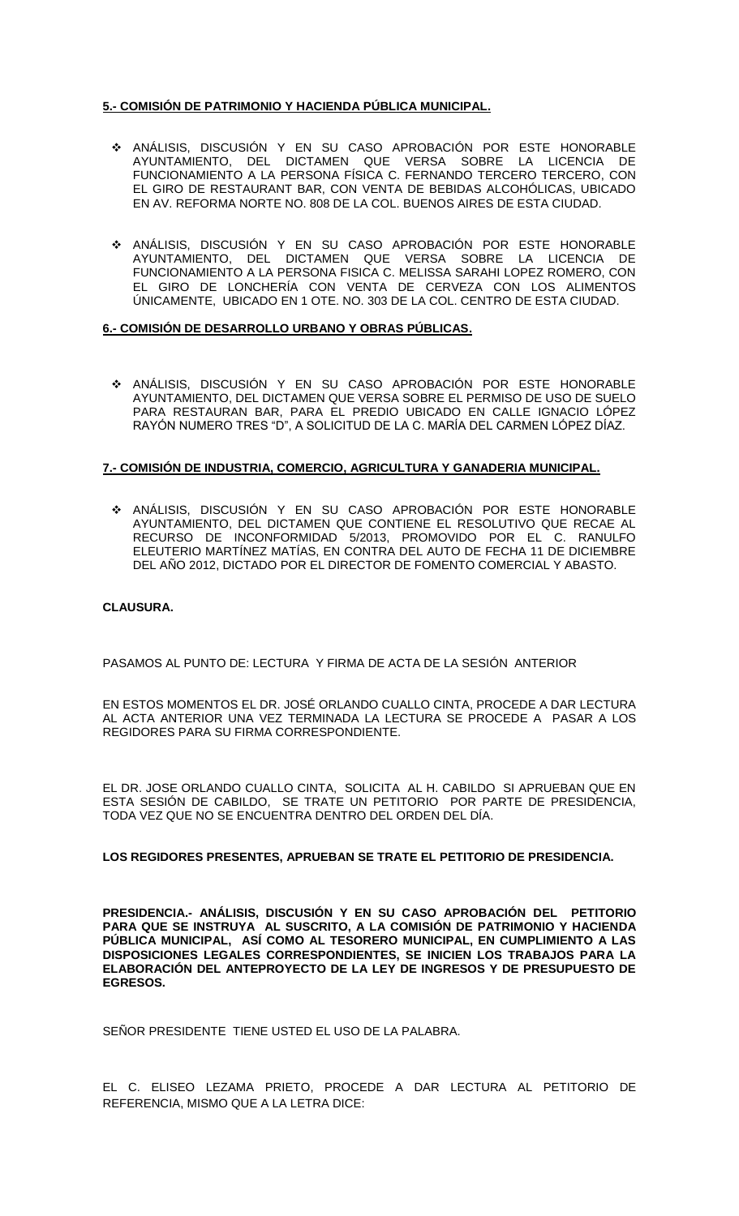**5.- COMISIÓN DE PATRIMONIO Y HACIENDA PÚBLICA MUNICIPAL.**

- ANÁLISIS, DISCUSIÓN Y EN SU CASO APROBACIÓN POR ESTE HONORABLE AYUNTAMIENTO, DEL DICTAMEN QUE VERSA SOBRE LA LICENCIA DE FUNCIONAMIENTO A LA PERSONA FÍSICA C. FERNANDO TERCERO TERCERO, CON EL GIRO DE RESTAURANT BAR, CON VENTA DE BEBIDAS ALCOHÓLICAS, UBICADO EN AV. REFORMA NORTE NO. 808 DE LA COL. BUENOS AIRES DE ESTA CIUDAD.

- ANÁLISIS, DISCUSIÓN Y EN SU CASO APROBACIÓN POR ESTE HONORABLE AYUNTAMIENTO, DEL DICTAMEN QUE VERSA SOBRE LA LICENCIA DE FUNCIONAMIENTO A LA PERSONA FISICA C. MELISSA SARAHI LOPEZ ROMERO, CON EL GIRO DE LONCHERÍA CON VENTA DE CERVEZA CON LOS ALIMENTOS ÚNICAMENTE, UBICADO EN 1 OTE. NO. 303 DE LA COL. CENTRO DE ESTA CIUDAD.

**6.- COMISIÓN DE DESARROLLO URBANO Y OBRAS PÚBLICAS.**

- ANÁLISIS, DISCUSIÓN Y EN SU CASO APROBACIÓN POR ESTE HONORABLE AYUNTAMIENTO, DEL DICTAMEN QUE VERSA SOBRE EL PERMISO DE USO DE SUELO PARA RESTAURAN BAR, PARA EL PREDIO UBICADO EN CALLE IGNACIO LÓPEZ RAYÓN NUMERO TRES "D", A SOLICITUD DE LA C. MARÍA DEL CARMEN LÓPEZ DÍAZ.

**7.- COMISIÓN DE INDUSTRIA, COMERCIO, AGRICULTURA Y GANADERIA MUNICIPAL.**

- ANÁLISIS, DISCUSIÓN Y EN SU CASO APROBACIÓN POR ESTE HONORABLE AYUNTAMIENTO, DEL DICTAMEN QUE CONTIENE EL RESOLUTIVO QUE RECAE AL RECURSO DE INCONFORMIDAD 5/2013, PROMOVIDO POR EL C. RANULFO ELEUTERIO MARTÍNEZ MATÍAS, EN CONTRA DEL AUTO DE FECHA 11 DE DICIEMBRE DEL AÑO 2012, DICTADO POR EL DIRECTOR DE FOMENTO COMERCIAL Y ABASTO.

**CLAUSURA.**

PASAMOS AL PUNTO DE: LECTURA Y FIRMA DE ACTA DE LA SESIÓN ANTERIOR

EN ESTOS MOMENTOS EL DR. JOSÉ ORLANDO CUALLO CINTA, PROCEDE A DAR LECTURA AL ACTA ANTERIOR UNA VEZ TERMINADA LA LECTURA SE PROCEDE A PASAR A LOS REGIDORES PARA SU FIRMA CORRESPONDIENTE.

EL DR. JOSE ORLANDO CUALLO CINTA, SOLICITA AL H. CABILDO SI APRUEBAN QUE EN ESTA SESIÓN DE CABILDO, SE TRATE UN PETITORIO POR PARTE DE PRESIDENCIA, TODA VEZ QUE NO SE ENCUENTRA DENTRO DEL ORDEN DEL DÍA.

**LOS REGIDORES PRESENTES, APRUEBAN SE TRATE EL PETITORIO DE PRESIDENCIA.**

**PRESIDENCIA.- ANÁLISIS, DISCUSIÓN Y EN SU CASO APROBACIÓN DEL PETITORIO PARA QUE SE INSTRUYA AL SUSCRITO, A LA COMISIÓN DE PATRIMONIO Y HACIENDA PÚBLICA MUNICIPAL, ASÍ COMO AL TESORERO MUNICIPAL, EN CUMPLIMIENTO A LAS DISPOSICIONES LEGALES CORRESPONDIENTES, SE INICIEN LOS TRABAJOS PARA LA ELABORACIÓN DEL ANTEPROYECTO DE LA LEY DE INGRESOS Y DE PRESUPUESTO DE EGRESOS.**

SEÑOR PRESIDENTE TIENE USTED EL USO DE LA PALABRA.

EL C. ELISEO LEZAMA PRIETO, PROCEDE A DAR LECTURA AL PETITORIO DE REFERENCIA, MISMO QUE A LA LETRA DICE: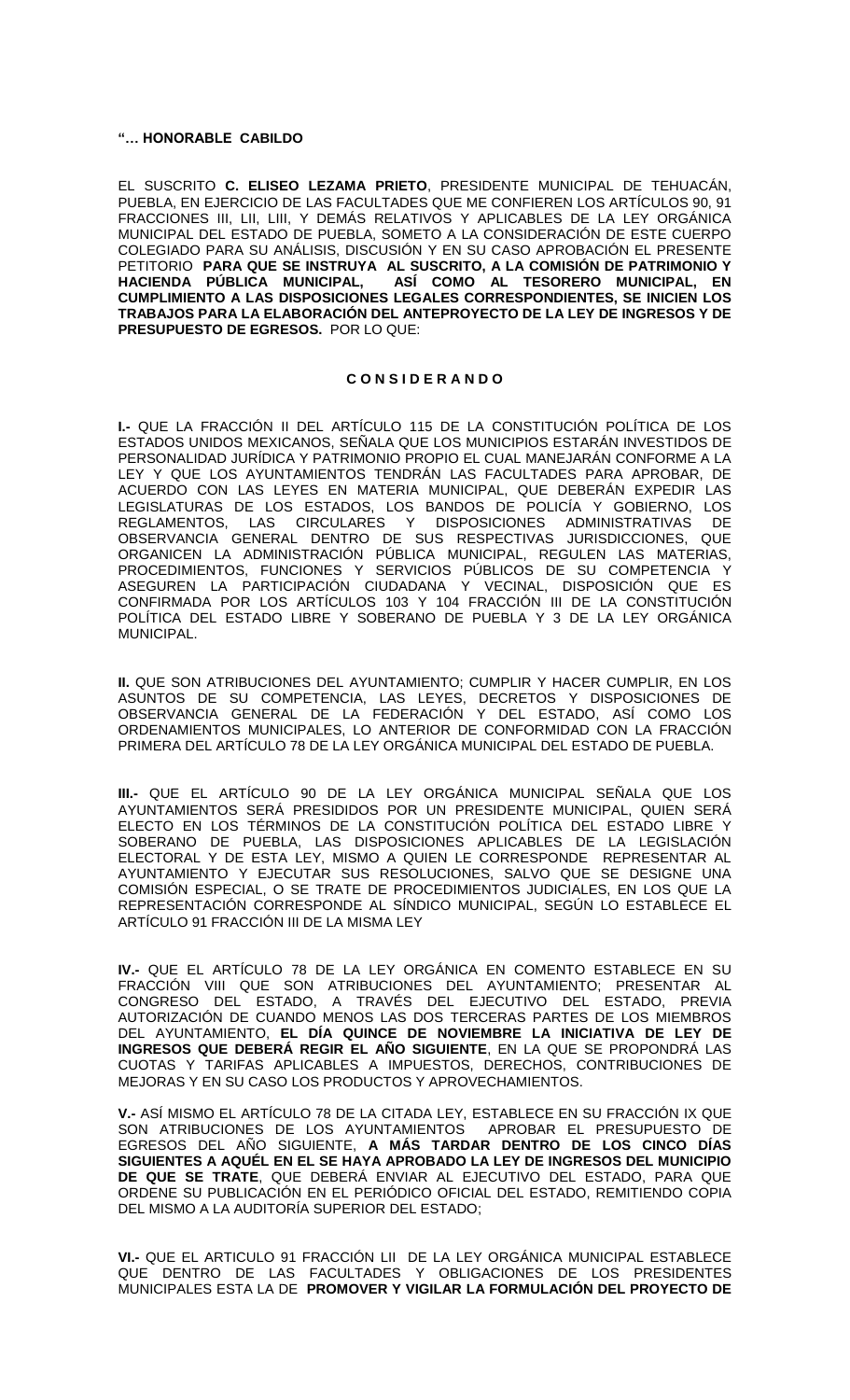**"… HONORABLE CABILDO**

EL SUSCRITO **C. ELISEO LEZAMA PRIETO**, PRESIDENTE MUNICIPAL DE TEHUACÁN, PUEBLA, EN EJERCICIO DE LAS FACULTADES QUE ME CONFIEREN LOS ARTÍCULOS 90, 91 FRACCIONES III, LII, LIII, Y DEMÁS RELATIVOS Y APLICABLES DE LA LEY ORGÁNICA MUNICIPAL DEL ESTADO DE PUEBLA, SOMETO A LA CONSIDERACIÓN DE ESTE CUERPO COLEGIADO PARA SU ANÁLISIS, DISCUSIÓN Y EN SU CASO APROBACIÓN EL PRESENTE PETITORIO **PARA QUE SE INSTRUYA AL SUSCRITO, A LA COMISIÓN DE PATRIMONIO Y HACIENDA PÚBLICA MUNICIPAL, ASÍ COMO AL TESORERO MUNICIPAL, EN CUMPLIMIENTO A LAS DISPOSICIONES LEGALES CORRESPONDIENTES, SE INICIEN LOS TRABAJOS PARA LA ELABORACIÓN DEL ANTEPROYECTO DE LA LEY DE INGRESOS Y DE PRESUPUESTO DE EGRESOS.** POR LO QUE:

**C O N S I D E R A N D O**

**I.-** QUE LA FRACCIÓN II DEL ARTÍCULO 115 DE LA CONSTITUCIÓN POLÍTICA DE LOS ESTADOS UNIDOS MEXICANOS, SEÑALA QUE LOS MUNICIPIOS ESTARÁN INVESTIDOS DE PERSONALIDAD JURÍDICA Y PATRIMONIO PROPIO EL CUAL MANEJARÁN CONFORME A LA LEY Y QUE LOS AYUNTAMIENTOS TENDRÁN LAS FACULTADES PARA APROBAR, DE ACUERDO CON LAS LEYES EN MATERIA MUNICIPAL, QUE DEBERÁN EXPEDIR LAS LEGISLATURAS DE LOS ESTADOS, LOS BANDOS DE POLICÍA Y GOBIERNO, LOS REGLAMENTOS, LAS CIRCULARES Y DISPOSICIONES ADMINISTRATIVAS DE OBSERVANCIA GENERAL DENTRO DE SUS RESPECTIVAS JURISDICCIONES, QUE ORGANICEN LA ADMINISTRACIÓN PÚBLICA MUNICIPAL, REGULEN LAS MATERIAS, PROCEDIMIENTOS, FUNCIONES Y SERVICIOS PÚBLICOS DE SU COMPETENCIA Y ASEGUREN LA PARTICIPACIÓN CIUDADANA Y VECINAL, DISPOSICIÓN QUE ES CONFIRMADA POR LOS ARTÍCULOS 103 Y 104 FRACCIÓN III DE LA CONSTITUCIÓN POLÍTICA DEL ESTADO LIBRE Y SOBERANO DE PUEBLA Y 3 DE LA LEY ORGÁNICA MUNICIPAL.

**II.** QUE SON ATRIBUCIONES DEL AYUNTAMIENTO; CUMPLIR Y HACER CUMPLIR, EN LOS ASUNTOS DE SU COMPETENCIA, LAS LEYES, DECRETOS Y DISPOSICIONES DE OBSERVANCIA GENERAL DE LA FEDERACIÓN Y DEL ESTADO, ASÍ COMO LOS ORDENAMIENTOS MUNICIPALES, LO ANTERIOR DE CONFORMIDAD CON LA FRACCIÓN PRIMERA DEL ARTÍCULO 78 DE LA LEY ORGÁNICA MUNICIPAL DEL ESTADO DE PUEBLA.

**III.-** QUE EL ARTÍCULO 90 DE LA LEY ORGÁNICA MUNICIPAL SEÑALA QUE LOS AYUNTAMIENTOS SERÁ PRESIDIDOS POR UN PRESIDENTE MUNICIPAL, QUIEN SERÁ ELECTO EN LOS TÉRMINOS DE LA CONSTITUCIÓN POLÍTICA DEL ESTADO LIBRE Y SOBERANO DE PUEBLA, LAS DISPOSICIONES APLICABLES DE LA LEGISLACIÓN ELECTORAL Y DE ESTA LEY, MISMO A QUIEN LE CORRESPONDE REPRESENTAR AL AYUNTAMIENTO Y EJECUTAR SUS RESOLUCIONES, SALVO QUE SE DESIGNE UNA COMISIÓN ESPECIAL, O SE TRATE DE PROCEDIMIENTOS JUDICIALES, EN LOS QUE LA REPRESENTACIÓN CORRESPONDE AL SÍNDICO MUNICIPAL, SEGÚN LO ESTABLECE EL ARTÍCULO 91 FRACCIÓN III DE LA MISMA LEY

**IV.-** QUE EL ARTÍCULO 78 DE LA LEY ORGÁNICA EN COMENTO ESTABLECE EN SU FRACCIÓN VIII QUE SON ATRIBUCIONES DEL AYUNTAMIENTO; PRESENTAR AL CONGRESO DEL ESTADO, A TRAVÉS DEL EJECUTIVO DEL ESTADO, PREVIA AUTORIZACIÓN DE CUANDO MENOS LAS DOS TERCERAS PARTES DE LOS MIEMBROS DEL AYUNTAMIENTO, **EL DÍA QUINCE DE NOVIEMBRE LA INICIATIVA DE LEY DE INGRESOS QUE DEBERÁ REGIR EL AÑO SIGUIENTE**, EN LA QUE SE PROPONDRÁ LAS CUOTAS Y TARIFAS APLICABLES A IMPUESTOS, DERECHOS, CONTRIBUCIONES DE MEJORAS Y EN SU CASO LOS PRODUCTOS Y APROVECHAMIENTOS.

**V.-** ASÍ MISMO EL ARTÍCULO 78 DE LA CITADA LEY, ESTABLECE EN SU FRACCIÓN IX QUE SON ATRIBUCIONES DE LOS AYUNTAMIENTOS APROBAR EL PRESUPUESTO DE EGRESOS DEL AÑO SIGUIENTE, **A MÁS TARDAR DENTRO DE LOS CINCO DÍAS SIGUIENTES A AQUÉL EN EL SE HAYA APROBADO LA LEY DE INGRESOS DEL MUNICIPIO DE QUE SE TRATE**, QUE DEBERÁ ENVIAR AL EJECUTIVO DEL ESTADO, PARA QUE ORDENE SU PUBLICACIÓN EN EL PERIÓDICO OFICIAL DEL ESTADO, REMITIENDO COPIA DEL MISMO A LA AUDITORÍA SUPERIOR DEL ESTADO;

**VI.-** QUE EL ARTICULO 91 FRACCIÓN LII DE LA LEY ORGÁNICA MUNICIPAL ESTABLECE QUE DENTRO DE LAS FACULTADES Y OBLIGACIONES DE LOS PRESIDENTES MUNICIPALES ESTA LA DE **PROMOVER Y VIGILAR LA FORMULACIÓN DEL PROYECTO DE**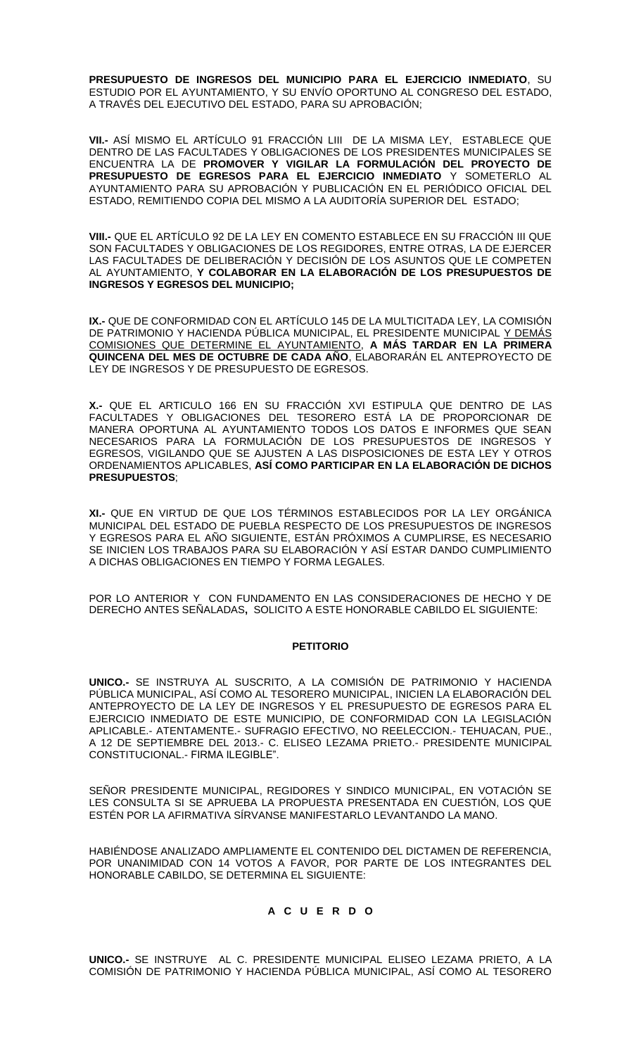**PRESUPUESTO DE INGRESOS DEL MUNICIPIO PARA EL EJERCICIO INMEDIATO**, SU ESTUDIO POR EL AYUNTAMIENTO, Y SU ENVÍO OPORTUNO AL CONGRESO DEL ESTADO, A TRAVÉS DEL EJECUTIVO DEL ESTADO, PARA SU APROBACIÓN;

**VII.-** ASÍ MISMO EL ARTÍCULO 91 FRACCIÓN LIII DE LA MISMA LEY, ESTABLECE QUE DENTRO DE LAS FACULTADES Y OBLIGACIONES DE LOS PRESIDENTES MUNICIPALES SE ENCUENTRA LA DE **PROMOVER Y VIGILAR LA FORMULACIÓN DEL PROYECTO DE PRESUPUESTO DE EGRESOS PARA EL EJERCICIO INMEDIATO** Y SOMETERLO AL AYUNTAMIENTO PARA SU APROBACIÓN Y PUBLICACIÓN EN EL PERIÓDICO OFICIAL DEL ESTADO, REMITIENDO COPIA DEL MISMO A LA AUDITORÍA SUPERIOR DEL ESTADO;

**VIII.-** QUE EL ARTÍCULO 92 DE LA LEY EN COMENTO ESTABLECE EN SU FRACCIÓN III QUE SON FACULTADES Y OBLIGACIONES DE LOS REGIDORES, ENTRE OTRAS, LA DE EJERCER LAS FACULTADES DE DELIBERACIÓN Y DECISIÓN DE LOS ASUNTOS QUE LE COMPETEN AL AYUNTAMIENTO, **Y COLABORAR EN LA ELABORACIÓN DE LOS PRESUPUESTOS DE INGRESOS Y EGRESOS DEL MUNICIPIO;**

**IX.-** QUE DE CONFORMIDAD CON EL ARTÍCULO 145 DE LA MULTICITADA LEY, LA COMISIÓN DE PATRIMONIO Y HACIENDA PÚBLICA MUNICIPAL, EL PRESIDENTE MUNICIPAL Y DEMÁS COMISIONES QUE DETERMINE EL AYUNTAMIENTO, **A MÁS TARDAR EN LA PRIMERA QUINCENA DEL MES DE OCTUBRE DE CADA AÑO**, ELABORARÁN EL ANTEPROYECTO DE LEY DE INGRESOS Y DE PRESUPUESTO DE EGRESOS.

**X.-** QUE EL ARTICULO 166 EN SU FRACCIÓN XVI ESTIPULA QUE DENTRO DE LAS FACULTADES Y OBLIGACIONES DEL TESORERO ESTÁ LA DE PROPORCIONAR DE MANERA OPORTUNA AL AYUNTAMIENTO TODOS LOS DATOS E INFORMES QUE SEAN NECESARIOS PARA LA FORMULACIÓN DE LOS PRESUPUESTOS DE INGRESOS Y EGRESOS, VIGILANDO QUE SE AJUSTEN A LAS DISPOSICIONES DE ESTA LEY Y OTROS ORDENAMIENTOS APLICABLES, **ASÍ COMO PARTICIPAR EN LA ELABORACIÓN DE DICHOS PRESUPUESTOS**;

**XI.-** QUE EN VIRTUD DE QUE LOS TÉRMINOS ESTABLECIDOS POR LA LEY ORGÁNICA MUNICIPAL DEL ESTADO DE PUEBLA RESPECTO DE LOS PRESUPUESTOS DE INGRESOS Y EGRESOS PARA EL AÑO SIGUIENTE, ESTÁN PRÓXIMOS A CUMPLIRSE, ES NECESARIO SE INICIEN LOS TRABAJOS PARA SU ELABORACIÓN Y ASÍ ESTAR DANDO CUMPLIMIENTO A DICHAS OBLIGACIONES EN TIEMPO Y FORMA LEGALES.

POR LO ANTERIOR Y CON FUNDAMENTO EN LAS CONSIDERACIONES DE HECHO Y DE DERECHO ANTES SEÑALADAS**,** SOLICITO A ESTE HONORABLE CABILDO EL SIGUIENTE:

**PETITORIO**

**UNICO.-** SE INSTRUYA AL SUSCRITO, A LA COMISIÓN DE PATRIMONIO Y HACIENDA PÚBLICA MUNICIPAL, ASÍ COMO AL TESORERO MUNICIPAL, INICIEN LA ELABORACIÓN DEL ANTEPROYECTO DE LA LEY DE INGRESOS Y EL PRESUPUESTO DE EGRESOS PARA EL EJERCICIO INMEDIATO DE ESTE MUNICIPIO, DE CONFORMIDAD CON LA LEGISLACIÓN APLICABLE.- ATENTAMENTE.- SUFRAGIO EFECTIVO, NO REELECCION.- TEHUACAN, PUE., A 12 DE SEPTIEMBRE DEL 2013.- C. ELISEO LEZAMA PRIETO.- PRESIDENTE MUNICIPAL CONSTITUCIONAL.- FIRMA ILEGIBLE".

SEÑOR PRESIDENTE MUNICIPAL, REGIDORES Y SINDICO MUNICIPAL, EN VOTACIÓN SE LES CONSULTA SI SE APRUEBA LA PROPUESTA PRESENTADA EN CUESTIÓN, LOS QUE ESTÉN POR LA AFIRMATIVA SÍRVANSE MANIFESTARLO LEVANTANDO LA MANO.

HABIÉNDOSE ANALIZADO AMPLIAMENTE EL CONTENIDO DEL DICTAMEN DE REFERENCIA, POR UNANIMIDAD CON 14 VOTOS A FAVOR, POR PARTE DE LOS INTEGRANTES DEL HONORABLE CABILDO, SE DETERMINA EL SIGUIENTE:

**A C U E R D O**

**UNICO.-** SE INSTRUYE AL C. PRESIDENTE MUNICIPAL ELISEO LEZAMA PRIETO, A LA COMISIÓN DE PATRIMONIO Y HACIENDA PÚBLICA MUNICIPAL, ASÍ COMO AL TESORERO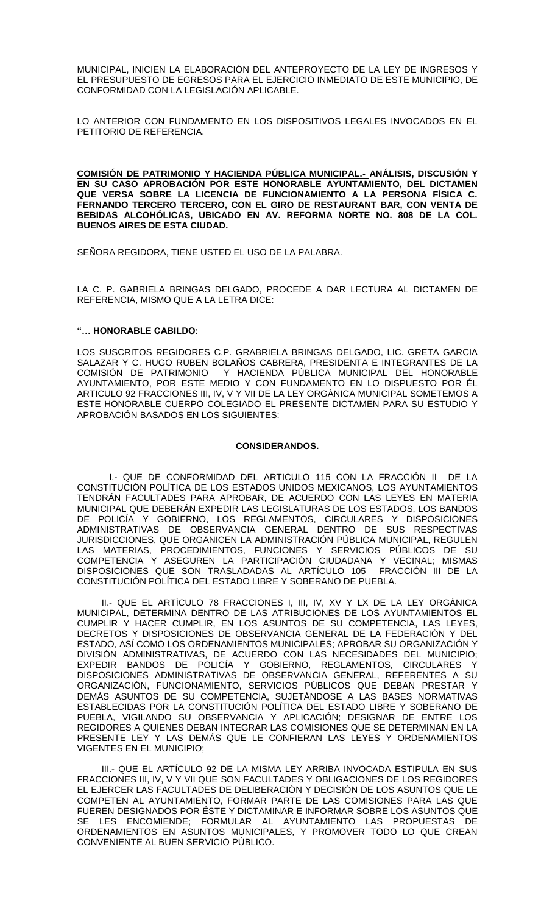MUNICIPAL, INICIEN LA ELABORACIÓN DEL ANTEPROYECTO DE LA LEY DE INGRESOS Y EL PRESUPUESTO DE EGRESOS PARA EL EJERCICIO INMEDIATO DE ESTE MUNICIPIO, DE CONFORMIDAD CON LA LEGISLACIÓN APLICABLE.

LO ANTERIOR CON FUNDAMENTO EN LOS DISPOSITIVOS LEGALES INVOCADOS EN EL PETITORIO DE REFERENCIA.

**COMISIÓN DE PATRIMONIO Y HACIENDA PÚBLICA MUNICIPAL.- ANÁLISIS, DISCUSIÓN Y EN SU CASO APROBACIÓN POR ESTE HONORABLE AYUNTAMIENTO, DEL DICTAMEN QUE VERSA SOBRE LA LICENCIA DE FUNCIONAMIENTO A LA PERSONA FÍSICA C. FERNANDO TERCERO TERCERO, CON EL GIRO DE RESTAURANT BAR, CON VENTA DE BEBIDAS ALCOHÓLICAS, UBICADO EN AV. REFORMA NORTE NO. 808 DE LA COL. BUENOS AIRES DE ESTA CIUDAD.**

SEÑORA REGIDORA, TIENE USTED EL USO DE LA PALABRA.

LA C. P. GABRIELA BRINGAS DELGADO, PROCEDE A DAR LECTURA AL DICTAMEN DE REFERENCIA, MISMO QUE A LA LETRA DICE:

**"… HONORABLE CABILDO:**

LOS SUSCRITOS REGIDORES C.P. GRABRIELA BRINGAS DELGADO, LIC. GRETA GARCIA SALAZAR Y C. HUGO RUBEN BOLAÑOS CABRERA, PRESIDENTA E INTEGRANTES DE LA COMISIÓN DE PATRIMONIO Y HACIENDA PÚBLICA MUNICIPAL DEL HONORABLE AYUNTAMIENTO, POR ESTE MEDIO Y CON FUNDAMENTO EN LO DISPUESTO POR ÉL ARTICULO 92 FRACCIONES III, IV, V Y VII DE LA LEY ORGÁNICA MUNICIPAL SOMETEMOS A ESTE HONORABLE CUERPO COLEGIADO EL PRESENTE DICTAMEN PARA SU ESTUDIO Y APROBACIÓN BASADOS EN LOS SIGUIENTES:

**CONSIDERANDOS.**

I.- QUE DE CONFORMIDAD DEL ARTICULO 115 CON LA FRACCIÓN II DE LA CONSTITUCIÓN POLÍTICA DE LOS ESTADOS UNIDOS MEXICANOS, LOS AYUNTAMIENTOS TENDRÁN FACULTADES PARA APROBAR, DE ACUERDO CON LAS LEYES EN MATERIA MUNICIPAL QUE DEBERÁN EXPEDIR LAS LEGISLATURAS DE LOS ESTADOS, LOS BANDOS DE POLICÍA Y GOBIERNO, LOS REGLAMENTOS, CIRCULARES Y DISPOSICIONES ADMINISTRATIVAS DE OBSERVANCIA GENERAL DENTRO DE SUS RESPECTIVAS JURISDICCIONES, QUE ORGANICEN LA ADMINISTRACIÓN PÚBLICA MUNICIPAL, REGULEN LAS MATERIAS, PROCEDIMIENTOS, FUNCIONES Y SERVICIOS PÚBLICOS DE SU COMPETENCIA Y ASEGUREN LA PARTICIPACIÓN CIUDADANA Y VECINAL; MISMAS DISPOSICIONES QUE SON TRASLADADAS AL ARTÍCULO 105 FRACCIÓN III DE LA CONSTITUCIÓN POLÍTICA DEL ESTADO LIBRE Y SOBERANO DE PUEBLA.

II.- QUE EL ARTÍCULO 78 FRACCIONES I, III, IV, XV Y LX DE LA LEY ORGÁNICA MUNICIPAL, DETERMINA DENTRO DE LAS ATRIBUCIONES DE LOS AYUNTAMIENTOS EL CUMPLIR Y HACER CUMPLIR, EN LOS ASUNTOS DE SU COMPETENCIA, LAS LEYES, DECRETOS Y DISPOSICIONES DE OBSERVANCIA GENERAL DE LA FEDERACIÓN Y DEL ESTADO, ASÍ COMO LOS ORDENAMIENTOS MUNICIPALES; APROBAR SU ORGANIZACIÓN Y DIVISIÓN ADMINISTRATIVAS, DE ACUERDO CON LAS NECESIDADES DEL MUNICIPIO; EXPEDIR BANDOS DE POLICÍA Y GOBIERNO, REGLAMENTOS, CIRCULARES Y DISPOSICIONES ADMINISTRATIVAS DE OBSERVANCIA GENERAL, REFERENTES A SU ORGANIZACIÓN, FUNCIONAMIENTO, SERVICIOS PÚBLICOS QUE DEBAN PRESTAR Y DEMÁS ASUNTOS DE SU COMPETENCIA, SUJETÁNDOSE A LAS BASES NORMATIVAS ESTABLECIDAS POR LA CONSTITUCIÓN POLÍTICA DEL ESTADO LIBRE Y SOBERANO DE PUEBLA, VIGILANDO SU OBSERVANCIA Y APLICACIÓN; DESIGNAR DE ENTRE LOS REGIDORES A QUIENES DEBAN INTEGRAR LAS COMISIONES QUE SE DETERMINAN EN LA PRESENTE LEY Y LAS DEMÁS QUE LE CONFIERAN LAS LEYES Y ORDENAMIENTOS VIGENTES EN EL MUNICIPIO;

III.- QUE EL ARTÍCULO 92 DE LA MISMA LEY ARRIBA INVOCADA ESTIPULA EN SUS FRACCIONES III, IV, V Y VII QUE SON FACULTADES Y OBLIGACIONES DE LOS REGIDORES EL EJERCER LAS FACULTADES DE DELIBERACIÓN Y DECISIÓN DE LOS ASUNTOS QUE LE COMPETEN AL AYUNTAMIENTO, FORMAR PARTE DE LAS COMISIONES PARA LAS QUE FUEREN DESIGNADOS POR ÉSTE Y DICTAMINAR E INFORMAR SOBRE LOS ASUNTOS QUE SE LES ENCOMIENDE; FORMULAR AL AYUNTAMIENTO LAS PROPUESTAS DE ORDENAMIENTOS EN ASUNTOS MUNICIPALES, Y PROMOVER TODO LO QUE CREAN CONVENIENTE AL BUEN SERVICIO PÚBLICO.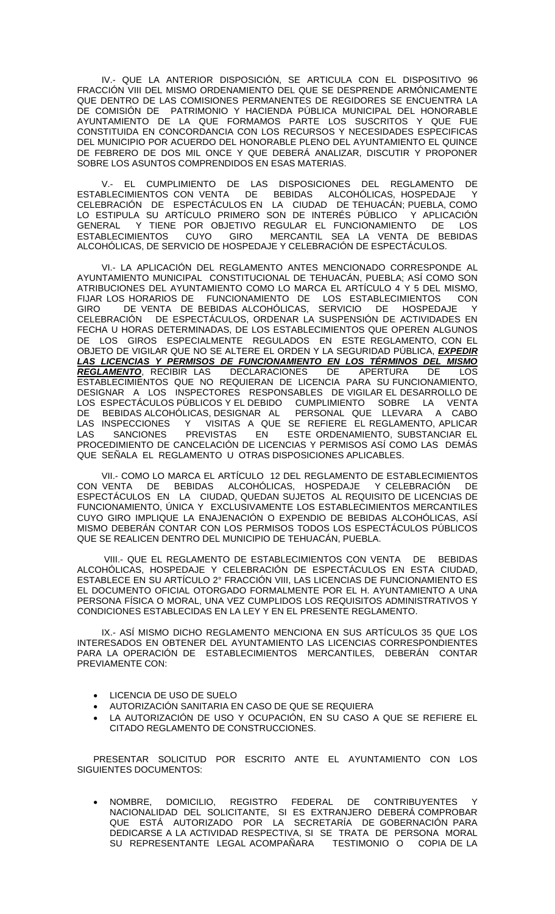IV.- QUE LA ANTERIOR DISPOSICIÓN, SE ARTICULA CON EL DISPOSITIVO 96 FRACCIÓN VIII DEL MISMO ORDENAMIENTO DEL QUE SE DESPRENDE ARMÓNICAMENTE QUE DENTRO DE LAS COMISIONES PERMANENTES DE REGIDORES SE ENCUENTRA LA DE COMISIÓN DE PATRIMONIO Y HACIENDA PÚBLICA MUNICIPAL DEL HONORABLE AYUNTAMIENTO DE LA QUE FORMAMOS PARTE LOS SUSCRITOS Y QUE FUE CONSTITUIDA EN CONCORDANCIA CON LOS RECURSOS Y NECESIDADES ESPECIFICAS DEL MUNICIPIO POR ACUERDO DEL HONORABLE PLENO DEL AYUNTAMIENTO EL QUINCE DE FEBRERO DE DOS MIL ONCE Y QUE DEBERÁ ANALIZAR, DISCUTIR Y PROPONER SOBRE LOS ASUNTOS COMPRENDIDOS EN ESAS MATERIAS.

V.- EL CUMPLIMIENTO DE LAS DISPOSICIONES DEL REGLAMENTO DE ESTABLECIMIENTOS CON VENTA DE BEBIDAS ALCOHÓLICAS, HOSPEDAJE Y CELEBRACIÓN DE ESPECTÁCULOS EN LA CIUDAD DE TEHUACÁN; PUEBLA, COMO LO ESTIPULA SU ARTÍCULO PRIMERO SON DE INTERÉS PÚBLICO Y APLICACIÓN GENERAL Y TIENE POR OBJETIVO REGULAR EL FUNCIONAMIENTO DE LOS ESTABLECIMIENTOS CUYO GIRO MERCANTIL SEA LA VENTA DE BEBIDAS ALCOHÓLICAS, DE SERVICIO DE HOSPEDAJE Y CELEBRACIÓN DE ESPECTÁCULOS.

VI.- LA APLICACIÓN DEL REGLAMENTO ANTES MENCIONADO CORRESPONDE AL AYUNTAMIENTO MUNICIPAL CONSTITUCIONAL DE TEHUACÁN, PUEBLA; ASÍ COMO SON ATRIBUCIONES DEL AYUNTAMIENTO COMO LO MARCA EL ARTÍCULO 4 Y 5 DEL MISMO, FIJAR LOS HORARIOS DE FUNCIONAMIENTO DE LOS ESTABLECIMIENTOS CON GIRO DE VENTA DE BEBIDAS ALCOHÓLICAS, SERVICIO DE HOSPEDAJE Y CELEBRACIÓN DE ESPECTÁCULOS, ORDENAR LA SUSPENSIÓN DE ACTIVIDADES EN FECHA U HORAS DETERMINADAS, DE LOS ESTABLECIMIENTOS QUE OPEREN ALGUNOS DE LOS GIROS ESPECIALMENTE REGULADOS EN ESTE REGLAMENTO, CON EL OBJETO DE VIGILAR QUE NO SE ALTERE EL ORDEN Y LA SEGURIDAD PÚBLICA, ***EXPEDIR LAS LICENCIAS Y PERMISOS DE FUNCIONAMIENTO EN LOS TÉRMINOS DEL MISMO REGLAMENTO***, RECIBIR LAS DECLARACIONES DE APERTURA DE LOS ESTABLECIMIENTOS QUE NO REQUIERAN DE LICENCIA PARA SU FUNCIONAMIENTO, DESIGNAR A LOS INSPECTORES RESPONSABLES DE VIGILAR EL DESARROLLO DE LOS ESPECTÁCULOS PÚBLICOS Y EL DEBIDO CUMPLIMIENTO SOBRE LA VENTA DE BEBIDAS ALCOHÓLICAS, DESIGNAR AL PERSONAL QUE LLEVARA A CABO LAS INSPECCIONES Y VISITAS A QUE SE REFIERE EL REGLAMENTO, APLICAR LAS SANCIONES PREVISTAS EN ESTE ORDENAMIENTO, SUBSTANCIAR EL PROCEDIMIENTO DE CANCELACIÓN DE LICENCIAS Y PERMISOS ASÍ COMO LAS DEMÁS QUE SEÑALA EL REGLAMENTO U OTRAS DISPOSICIONES APLICABLES.

VII.- COMO LO MARCA EL ARTÍCULO 12 DEL REGLAMENTO DE ESTABLECIMIENTOS CON VENTA DE BEBIDAS ALCOHÓLICAS, HOSPEDAJE Y CELEBRACIÓN DE ESPECTÁCULOS EN LA CIUDAD, QUEDAN SUJETOS AL REQUISITO DE LICENCIAS DE FUNCIONAMIENTO, ÚNICA Y EXCLUSIVAMENTE LOS ESTABLECIMIENTOS MERCANTILES CUYO GIRO IMPLIQUE LA ENAJENACIÓN O EXPENDIO DE BEBIDAS ALCOHÓLICAS, ASÍ MISMO DEBERÁN CONTAR CON LOS PERMISOS TODOS LOS ESPECTÁCULOS PÚBLICOS QUE SE REALICEN DENTRO DEL MUNICIPIO DE TEHUACÁN, PUEBLA.

VIII.- QUE EL REGLAMENTO DE ESTABLECIMIENTOS CON VENTA DE BEBIDAS ALCOHÓLICAS, HOSPEDAJE Y CELEBRACIÓN DE ESPECTÁCULOS EN ESTA CIUDAD, ESTABLECE EN SU ARTÍCULO 2° FRACCIÓN VIII, LAS LICENCIAS DE FUNCIONAMIENTO ES EL DOCUMENTO OFICIAL OTORGADO FORMALMENTE POR EL H. AYUNTAMIENTO A UNA PERSONA FÍSICA O MORAL, UNA VEZ CUMPLIDOS LOS REQUISITOS ADMINISTRATIVOS Y CONDICIONES ESTABLECIDAS EN LA LEY Y EN EL PRESENTE REGLAMENTO.

IX.- ASÍ MISMO DICHO REGLAMENTO MENCIONA EN SUS ARTÍCULOS 35 QUE LOS INTERESADOS EN OBTENER DEL AYUNTAMIENTO LAS LICENCIAS CORRESPONDIENTES PARA LA OPERACIÓN DE ESTABLECIMIENTOS MERCANTILES, DEBERÁN CONTAR PREVIAMENTE CON:

- LICENCIA DE USO DE SUELO
- AUTORIZACIÓN SANITARIA EN CASO DE QUE SE REQUIERA
- LA AUTORIZACIÓN DE USO Y OCUPACIÓN, EN SU CASO A QUE SE REFIERE EL CITADO REGLAMENTO DE CONSTRUCCIONES.

PRESENTAR SOLICITUD POR ESCRITO ANTE EL AYUNTAMIENTO CON LOS SIGUIENTES DOCUMENTOS:

- NOMBRE, DOMICILIO, REGISTRO FEDERAL DE CONTRIBUYENTES Y NACIONALIDAD DEL SOLICITANTE, SI ES EXTRANJERO DEBERÁ COMPROBAR QUE ESTÁ AUTORIZADO POR LA SECRETARÍA DE GOBERNACIÓN PARA DEDICARSE A LA ACTIVIDAD RESPECTIVA, SI SE TRATA DE PERSONA MORAL SU REPRESENTANTE LEGAL ACOMPAÑARA TESTIMONIO O COPIA DE LA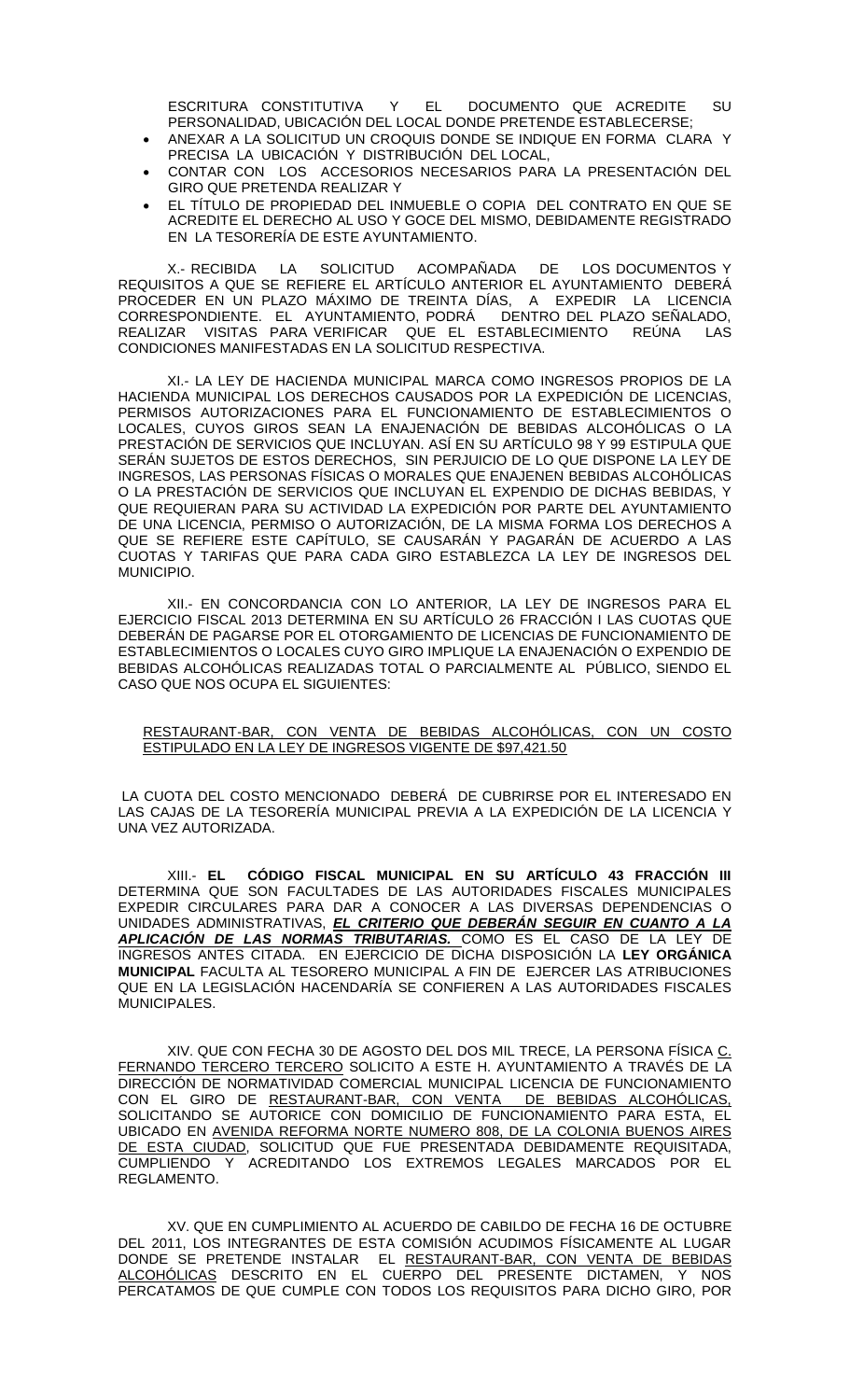ESCRITURA CONSTITUTIVA Y EL DOCUMENTO QUE ACREDITE SU PERSONALIDAD, UBICACIÓN DEL LOCAL DONDE PRETENDE ESTABLECERSE;

- ANEXAR A LA SOLICITUD UN CROQUIS DONDE SE INDIQUE EN FORMA CLARA Y PRECISA LA UBICACIÓN Y DISTRIBUCIÓN DEL LOCAL,
- CONTAR CON LOS ACCESORIOS NECESARIOS PARA LA PRESENTACIÓN DEL GIRO QUE PRETENDA REALIZAR Y
- EL TÍTULO DE PROPIEDAD DEL INMUEBLE O COPIA DEL CONTRATO EN QUE SE ACREDITE EL DERECHO AL USO Y GOCE DEL MISMO, DEBIDAMENTE REGISTRADO EN LA TESORERÍA DE ESTE AYUNTAMIENTO.

X.- RECIBIDA LA SOLICITUD ACOMPAÑADA DE LOS DOCUMENTOS Y REQUISITOS A QUE SE REFIERE EL ARTÍCULO ANTERIOR EL AYUNTAMIENTO DEBERÁ PROCEDER EN UN PLAZO MÁXIMO DE TREINTA DÍAS, A EXPEDIR LA LICENCIA CORRESPONDIENTE. EL AYUNTAMIENTO, PODRÁ DENTRO DEL PLAZO SEÑALADO, REALIZAR VISITAS PARA VERIFICAR QUE EL ESTABLECIMIENTO REÚNA LAS CONDICIONES MANIFESTADAS EN LA SOLICITUD RESPECTIVA.

XI.- LA LEY DE HACIENDA MUNICIPAL MARCA COMO INGRESOS PROPIOS DE LA HACIENDA MUNICIPAL LOS DERECHOS CAUSADOS POR LA EXPEDICIÓN DE LICENCIAS, PERMISOS AUTORIZACIONES PARA EL FUNCIONAMIENTO DE ESTABLECIMIENTOS O LOCALES, CUYOS GIROS SEAN LA ENAJENACIÓN DE BEBIDAS ALCOHÓLICAS O LA PRESTACIÓN DE SERVICIOS QUE INCLUYAN. ASÍ EN SU ARTÍCULO 98 Y 99 ESTIPULA QUE SERÁN SUJETOS DE ESTOS DERECHOS, SIN PERJUICIO DE LO QUE DISPONE LA LEY DE INGRESOS, LAS PERSONAS FÍSICAS O MORALES QUE ENAJENEN BEBIDAS ALCOHÓLICAS O LA PRESTACIÓN DE SERVICIOS QUE INCLUYAN EL EXPENDIO DE DICHAS BEBIDAS, Y QUE REQUIERAN PARA SU ACTIVIDAD LA EXPEDICIÓN POR PARTE DEL AYUNTAMIENTO DE UNA LICENCIA, PERMISO O AUTORIZACIÓN, DE LA MISMA FORMA LOS DERECHOS A QUE SE REFIERE ESTE CAPÍTULO, SE CAUSARÁN Y PAGARÁN DE ACUERDO A LAS CUOTAS Y TARIFAS QUE PARA CADA GIRO ESTABLEZCA LA LEY DE INGRESOS DEL MUNICIPIO.

XII.- EN CONCORDANCIA CON LO ANTERIOR, LA LEY DE INGRESOS PARA EL EJERCICIO FISCAL 2013 DETERMINA EN SU ARTÍCULO 26 FRACCIÓN I LAS CUOTAS QUE DEBERÁN DE PAGARSE POR EL OTORGAMIENTO DE LICENCIAS DE FUNCIONAMIENTO DE ESTABLECIMIENTOS O LOCALES CUYO GIRO IMPLIQUE LA ENAJENACIÓN O EXPENDIO DE BEBIDAS ALCOHÓLICAS REALIZADAS TOTAL O PARCIALMENTE AL PÚBLICO, SIENDO EL CASO QUE NOS OCUPA EL SIGUIENTES:

RESTAURANT-BAR, CON VENTA DE BEBIDAS ALCOHÓLICAS, CON UN COSTO ESTIPULADO EN LA LEY DE INGRESOS VIGENTE DE $97,421.50

LA CUOTA DEL COSTO MENCIONADO DEBERÁ DE CUBRIRSE POR EL INTERESADO EN LAS CAJAS DE LA TESORERÍA MUNICIPAL PREVIA A LA EXPEDICIÓN DE LA LICENCIA Y UNA VEZ AUTORIZADA.

XIII.- **EL CÓDIGO FISCAL MUNICIPAL EN SU ARTÍCULO 43 FRACCIÓN III** DETERMINA QUE SON FACULTADES DE LAS AUTORIDADES FISCALES MUNICIPALES EXPEDIR CIRCULARES PARA DAR A CONOCER A LAS DIVERSAS DEPENDENCIAS O UNIDADES ADMINISTRATIVAS, ***EL CRITERIO QUE DEBERÁN SEGUIR EN CUANTO A LA APLICACIÓN DE LAS NORMAS TRIBUTARIAS.*** COMO ES EL CASO DE LA LEY DE INGRESOS ANTES CITADA. EN EJERCICIO DE DICHA DISPOSICIÓN LA **LEY ORGÁNICA MUNICIPAL** FACULTA AL TESORERO MUNICIPAL A FIN DE EJERCER LAS ATRIBUCIONES QUE EN LA LEGISLACIÓN HACENDARÍA SE CONFIEREN A LAS AUTORIDADES FISCALES MUNICIPALES.

XIV. QUE CON FECHA 30 DE AGOSTO DEL DOS MIL TRECE, LA PERSONA FÍSICA C. FERNANDO TERCERO TERCERO SOLICITO A ESTE H. AYUNTAMIENTO A TRAVÉS DE LA DIRECCIÓN DE NORMATIVIDAD COMERCIAL MUNICIPAL LICENCIA DE FUNCIONAMIENTO CON EL GIRO DE RESTAURANT-BAR, CON VENTA DE BEBIDAS ALCOHÓLICAS, SOLICITANDO SE AUTORICE CON DOMICILIO DE FUNCIONAMIENTO PARA ESTA, EL UBICADO EN AVENIDA REFORMA NORTE NUMERO 808, DE LA COLONIA BUENOS AIRES DE ESTA CIUDAD, SOLICITUD QUE FUE PRESENTADA DEBIDAMENTE REQUISITADA, CUMPLIENDO Y ACREDITANDO LOS EXTREMOS LEGALES MARCADOS POR EL REGLAMENTO.

XV. QUE EN CUMPLIMIENTO AL ACUERDO DE CABILDO DE FECHA 16 DE OCTUBRE DEL 2011, LOS INTEGRANTES DE ESTA COMISIÓN ACUDIMOS FÍSICAMENTE AL LUGAR DONDE SE PRETENDE INSTALAR EL RESTAURANT-BAR, CON VENTA DE BEBIDAS ALCOHÓLICAS DESCRITO EN EL CUERPO DEL PRESENTE DICTAMEN, Y NOS PERCATAMOS DE QUE CUMPLE CON TODOS LOS REQUISITOS PARA DICHO GIRO, POR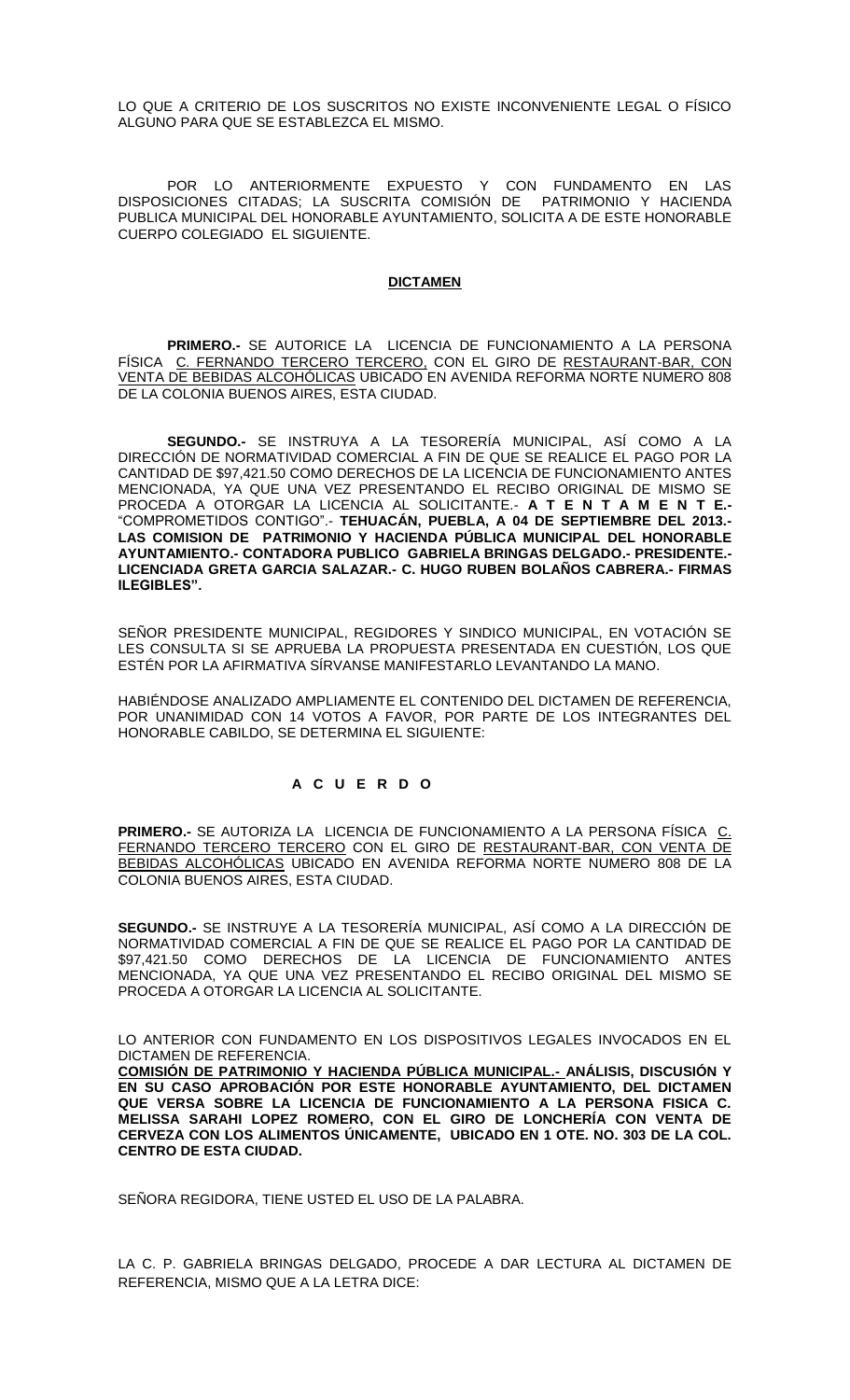LO QUE A CRITERIO DE LOS SUSCRITOS NO EXISTE INCONVENIENTE LEGAL O FÍSICO ALGUNO PARA QUE SE ESTABLEZCA EL MISMO.

POR LO ANTERIORMENTE EXPUESTO Y CON FUNDAMENTO EN LAS DISPOSICIONES CITADAS; LA SUSCRITA COMISIÓN DE PATRIMONIO Y HACIENDA PUBLICA MUNICIPAL DEL HONORABLE AYUNTAMIENTO, SOLICITA A DE ESTE HONORABLE CUERPO COLEGIADO EL SIGUIENTE.

**DICTAMEN**

**PRIMERO.-** SE AUTORICE LA LICENCIA DE FUNCIONAMIENTO A LA PERSONA FÍSICA C. FERNANDO TERCERO TERCERO, CON EL GIRO DE RESTAURANT-BAR, CON VENTA DE BEBIDAS ALCOHÓLICAS UBICADO EN AVENIDA REFORMA NORTE NUMERO 808 DE LA COLONIA BUENOS AIRES, ESTA CIUDAD.

**SEGUNDO.-** SE INSTRUYA A LA TESORERÍA MUNICIPAL, ASÍ COMO A LA DIRECCIÓN DE NORMATIVIDAD COMERCIAL A FIN DE QUE SE REALICE EL PAGO POR LA CANTIDAD DE $97,421.50 COMO DERECHOS DE LA LICENCIA DE FUNCIONAMIENTO ANTES MENCIONADA, YA QUE UNA VEZ PRESENTANDO EL RECIBO ORIGINAL DE MISMO SE PROCEDA A OTORGAR LA LICENCIA AL SOLICITANTE.- **A T E N T A M E N T E.-** "COMPROMETIDOS CONTIGO".- **TEHUACÁN, PUEBLA, A 04 DE SEPTIEMBRE DEL 2013.- LAS COMISION DE PATRIMONIO Y HACIENDA PÚBLICA MUNICIPAL DEL HONORABLE AYUNTAMIENTO.- CONTADORA PUBLICO GABRIELA BRINGAS DELGADO.- PRESIDENTE.- LICENCIADA GRETA GARCIA SALAZAR.- C. HUGO RUBEN BOLAÑOS CABRERA.- FIRMAS ILEGIBLES".**

SEÑOR PRESIDENTE MUNICIPAL, REGIDORES Y SINDICO MUNICIPAL, EN VOTACIÓN SE LES CONSULTA SI SE APRUEBA LA PROPUESTA PRESENTADA EN CUESTIÓN, LOS QUE ESTÉN POR LA AFIRMATIVA SÍRVANSE MANIFESTARLO LEVANTANDO LA MANO.

HABIÉNDOSE ANALIZADO AMPLIAMENTE EL CONTENIDO DEL DICTAMEN DE REFERENCIA, POR UNANIMIDAD CON 14 VOTOS A FAVOR, POR PARTE DE LOS INTEGRANTES DEL HONORABLE CABILDO, SE DETERMINA EL SIGUIENTE:

**A C U E R D O**

**PRIMERO.-** SE AUTORIZA LA LICENCIA DE FUNCIONAMIENTO A LA PERSONA FÍSICA C. FERNANDO TERCERO TERCERO CON EL GIRO DE RESTAURANT-BAR, CON VENTA DE BEBIDAS ALCOHÓLICAS UBICADO EN AVENIDA REFORMA NORTE NUMERO 808 DE LA COLONIA BUENOS AIRES, ESTA CIUDAD.

**SEGUNDO.-** SE INSTRUYE A LA TESORERÍA MUNICIPAL, ASÍ COMO A LA DIRECCIÓN DE NORMATIVIDAD COMERCIAL A FIN DE QUE SE REALICE EL PAGO POR LA CANTIDAD DE $97,421.50 COMO DERECHOS DE LA LICENCIA DE FUNCIONAMIENTO ANTES MENCIONADA, YA QUE UNA VEZ PRESENTANDO EL RECIBO ORIGINAL DEL MISMO SE PROCEDA A OTORGAR LA LICENCIA AL SOLICITANTE.

LO ANTERIOR CON FUNDAMENTO EN LOS DISPOSITIVOS LEGALES INVOCADOS EN EL DICTAMEN DE REFERENCIA.

**COMISIÓN DE PATRIMONIO Y HACIENDA PÚBLICA MUNICIPAL.- ANÁLISIS, DISCUSIÓN Y EN SU CASO APROBACIÓN POR ESTE HONORABLE AYUNTAMIENTO, DEL DICTAMEN QUE VERSA SOBRE LA LICENCIA DE FUNCIONAMIENTO A LA PERSONA FISICA C. MELISSA SARAHI LOPEZ ROMERO, CON EL GIRO DE LONCHERÍA CON VENTA DE CERVEZA CON LOS ALIMENTOS ÚNICAMENTE, UBICADO EN 1 OTE. NO. 303 DE LA COL. CENTRO DE ESTA CIUDAD.**

SEÑORA REGIDORA, TIENE USTED EL USO DE LA PALABRA.

LA C. P. GABRIELA BRINGAS DELGADO, PROCEDE A DAR LECTURA AL DICTAMEN DE REFERENCIA, MISMO QUE A LA LETRA DICE: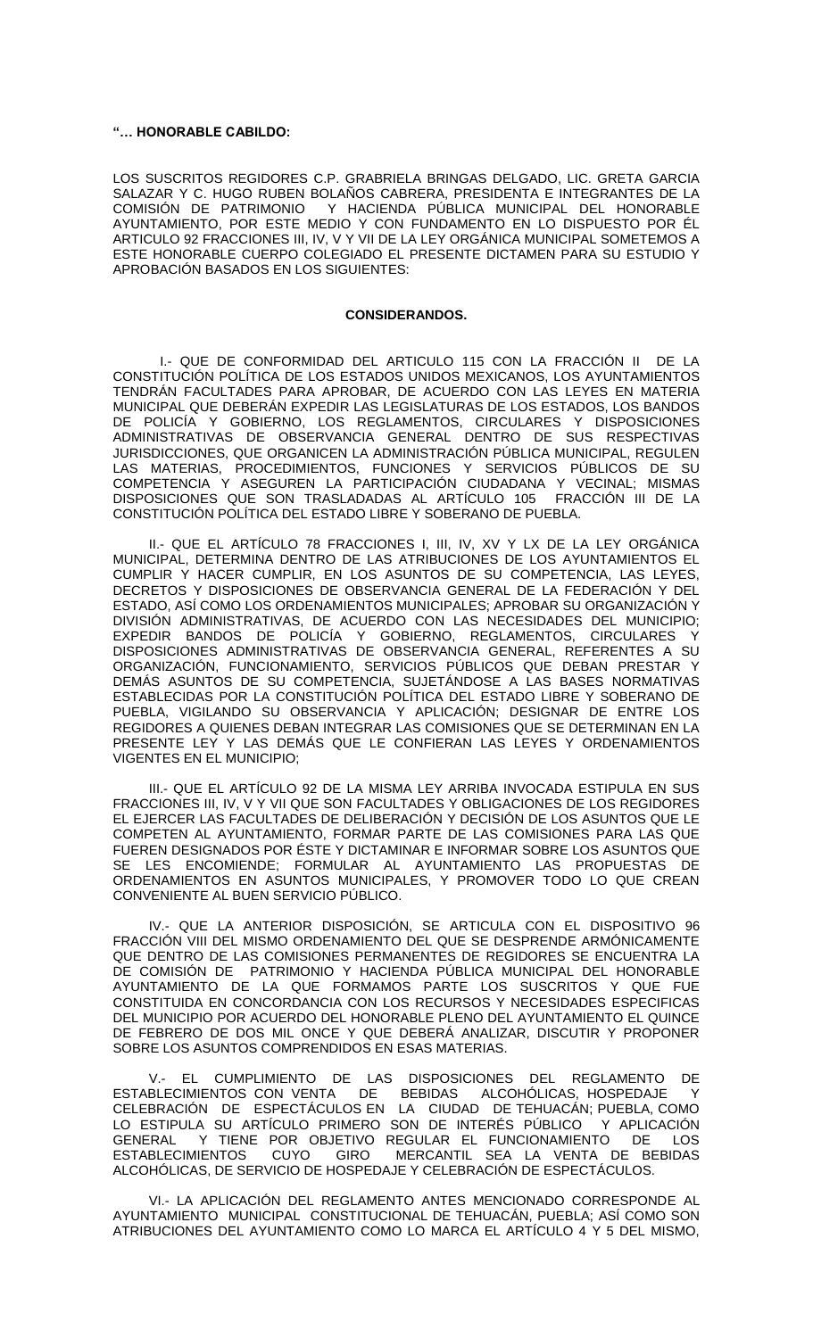**"… HONORABLE CABILDO:**

LOS SUSCRITOS REGIDORES C.P. GRABRIELA BRINGAS DELGADO, LIC. GRETA GARCIA SALAZAR Y C. HUGO RUBEN BOLAÑOS CABRERA, PRESIDENTA E INTEGRANTES DE LA COMISIÓN DE PATRIMONIO Y HACIENDA PÚBLICA MUNICIPAL DEL HONORABLE AYUNTAMIENTO, POR ESTE MEDIO Y CON FUNDAMENTO EN LO DISPUESTO POR ÉL ARTICULO 92 FRACCIONES III, IV, V Y VII DE LA LEY ORGÁNICA MUNICIPAL SOMETEMOS A ESTE HONORABLE CUERPO COLEGIADO EL PRESENTE DICTAMEN PARA SU ESTUDIO Y APROBACIÓN BASADOS EN LOS SIGUIENTES:

**CONSIDERANDOS.**

I.- QUE DE CONFORMIDAD DEL ARTICULO 115 CON LA FRACCIÓN II DE LA CONSTITUCIÓN POLÍTICA DE LOS ESTADOS UNIDOS MEXICANOS, LOS AYUNTAMIENTOS TENDRÁN FACULTADES PARA APROBAR, DE ACUERDO CON LAS LEYES EN MATERIA MUNICIPAL QUE DEBERÁN EXPEDIR LAS LEGISLATURAS DE LOS ESTADOS, LOS BANDOS DE POLICÍA Y GOBIERNO, LOS REGLAMENTOS, CIRCULARES Y DISPOSICIONES ADMINISTRATIVAS DE OBSERVANCIA GENERAL DENTRO DE SUS RESPECTIVAS JURISDICCIONES, QUE ORGANICEN LA ADMINISTRACIÓN PÚBLICA MUNICIPAL, REGULEN LAS MATERIAS, PROCEDIMIENTOS, FUNCIONES Y SERVICIOS PÚBLICOS DE SU COMPETENCIA Y ASEGUREN LA PARTICIPACIÓN CIUDADANA Y VECINAL; MISMAS DISPOSICIONES QUE SON TRASLADADAS AL ARTÍCULO 105 FRACCIÓN III DE LA CONSTITUCIÓN POLÍTICA DEL ESTADO LIBRE Y SOBERANO DE PUEBLA.

II.- QUE EL ARTÍCULO 78 FRACCIONES I, III, IV, XV Y LX DE LA LEY ORGÁNICA MUNICIPAL, DETERMINA DENTRO DE LAS ATRIBUCIONES DE LOS AYUNTAMIENTOS EL CUMPLIR Y HACER CUMPLIR, EN LOS ASUNTOS DE SU COMPETENCIA, LAS LEYES, DECRETOS Y DISPOSICIONES DE OBSERVANCIA GENERAL DE LA FEDERACIÓN Y DEL ESTADO, ASÍ COMO LOS ORDENAMIENTOS MUNICIPALES; APROBAR SU ORGANIZACIÓN Y DIVISIÓN ADMINISTRATIVAS, DE ACUERDO CON LAS NECESIDADES DEL MUNICIPIO; EXPEDIR BANDOS DE POLICÍA Y GOBIERNO, REGLAMENTOS, CIRCULARES Y DISPOSICIONES ADMINISTRATIVAS DE OBSERVANCIA GENERAL, REFERENTES A SU ORGANIZACIÓN, FUNCIONAMIENTO, SERVICIOS PÚBLICOS QUE DEBAN PRESTAR Y DEMÁS ASUNTOS DE SU COMPETENCIA, SUJETÁNDOSE A LAS BASES NORMATIVAS ESTABLECIDAS POR LA CONSTITUCIÓN POLÍTICA DEL ESTADO LIBRE Y SOBERANO DE PUEBLA, VIGILANDO SU OBSERVANCIA Y APLICACIÓN; DESIGNAR DE ENTRE LOS REGIDORES A QUIENES DEBAN INTEGRAR LAS COMISIONES QUE SE DETERMINAN EN LA PRESENTE LEY Y LAS DEMÁS QUE LE CONFIERAN LAS LEYES Y ORDENAMIENTOS VIGENTES EN EL MUNICIPIO;

III.- QUE EL ARTÍCULO 92 DE LA MISMA LEY ARRIBA INVOCADA ESTIPULA EN SUS FRACCIONES III, IV, V Y VII QUE SON FACULTADES Y OBLIGACIONES DE LOS REGIDORES EL EJERCER LAS FACULTADES DE DELIBERACIÓN Y DECISIÓN DE LOS ASUNTOS QUE LE COMPETEN AL AYUNTAMIENTO, FORMAR PARTE DE LAS COMISIONES PARA LAS QUE FUEREN DESIGNADOS POR ÉSTE Y DICTAMINAR E INFORMAR SOBRE LOS ASUNTOS QUE SE LES ENCOMIENDE; FORMULAR AL AYUNTAMIENTO LAS PROPUESTAS DE ORDENAMIENTOS EN ASUNTOS MUNICIPALES, Y PROMOVER TODO LO QUE CREAN CONVENIENTE AL BUEN SERVICIO PÚBLICO.

IV.- QUE LA ANTERIOR DISPOSICIÓN, SE ARTICULA CON EL DISPOSITIVO 96 FRACCIÓN VIII DEL MISMO ORDENAMIENTO DEL QUE SE DESPRENDE ARMÓNICAMENTE QUE DENTRO DE LAS COMISIONES PERMANENTES DE REGIDORES SE ENCUENTRA LA DE COMISIÓN DE PATRIMONIO Y HACIENDA PÚBLICA MUNICIPAL DEL HONORABLE AYUNTAMIENTO DE LA QUE FORMAMOS PARTE LOS SUSCRITOS Y QUE FUE CONSTITUIDA EN CONCORDANCIA CON LOS RECURSOS Y NECESIDADES ESPECIFICAS DEL MUNICIPIO POR ACUERDO DEL HONORABLE PLENO DEL AYUNTAMIENTO EL QUINCE DE FEBRERO DE DOS MIL ONCE Y QUE DEBERÁ ANALIZAR, DISCUTIR Y PROPONER SOBRE LOS ASUNTOS COMPRENDIDOS EN ESAS MATERIAS.

V.- EL CUMPLIMIENTO DE LAS DISPOSICIONES DEL REGLAMENTO DE ESTABLECIMIENTOS CON VENTA DE BEBIDAS ALCOHÓLICAS, HOSPEDAJE Y CELEBRACIÓN DE ESPECTÁCULOS EN LA CIUDAD DE TEHUACÁN; PUEBLA, COMO LO ESTIPULA SU ARTÍCULO PRIMERO SON DE INTERÉS PÚBLICO Y APLICACIÓN GENERAL Y TIENE POR OBJETIVO REGULAR EL FUNCIONAMIENTO DE LOS ESTABLECIMIENTOS CUYO GIRO MERCANTIL SEA LA VENTA DE BEBIDAS ALCOHÓLICAS, DE SERVICIO DE HOSPEDAJE Y CELEBRACIÓN DE ESPECTÁCULOS.

VI.- LA APLICACIÓN DEL REGLAMENTO ANTES MENCIONADO CORRESPONDE AL AYUNTAMIENTO MUNICIPAL CONSTITUCIONAL DE TEHUACÁN, PUEBLA; ASÍ COMO SON ATRIBUCIONES DEL AYUNTAMIENTO COMO LO MARCA EL ARTÍCULO 4 Y 5 DEL MISMO,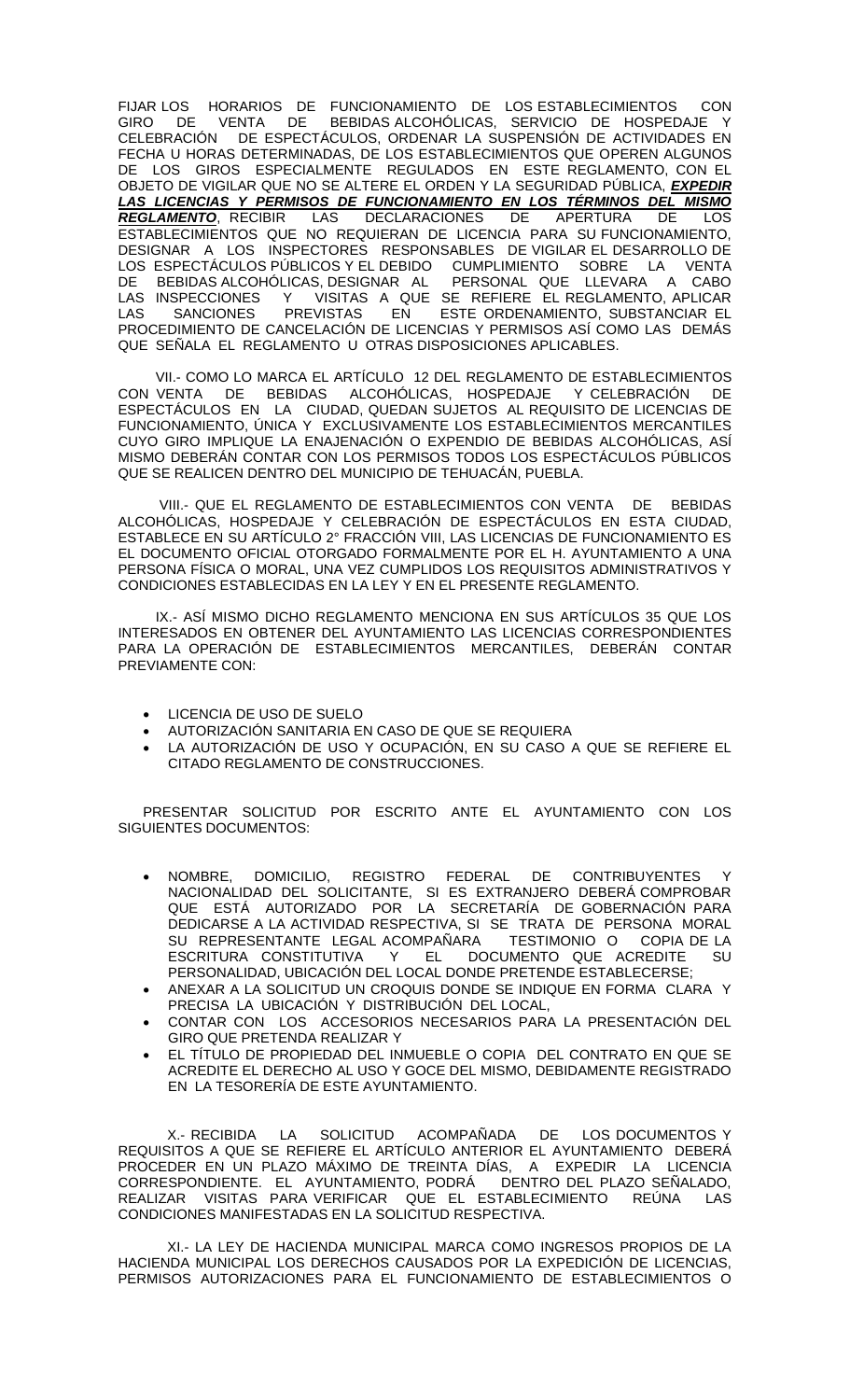FIJAR LOS HORARIOS DE FUNCIONAMIENTO DE LOS ESTABLECIMIENTOS CON GIRO DE VENTA DE BEBIDAS ALCOHÓLICAS, SERVICIO DE HOSPEDAJE Y CELEBRACIÓN DE ESPECTÁCULOS, ORDENAR LA SUSPENSIÓN DE ACTIVIDADES EN FECHA U HORAS DETERMINADAS, DE LOS ESTABLECIMIENTOS QUE OPEREN ALGUNOS DE LOS GIROS ESPECIALMENTE REGULADOS EN ESTE REGLAMENTO, CON EL OBJETO DE VIGILAR QUE NO SE ALTERE EL ORDEN Y LA SEGURIDAD PÚBLICA, ***EXPEDIR LAS LICENCIAS Y PERMISOS DE FUNCIONAMIENTO EN LOS TÉRMINOS DEL MISMO REGLAMENTO***, RECIBIR LAS DECLARACIONES DE APERTURA DE LOS ESTABLECIMIENTOS QUE NO REQUIERAN DE LICENCIA PARA SU FUNCIONAMIENTO, DESIGNAR A LOS INSPECTORES RESPONSABLES DE VIGILAR EL DESARROLLO DE LOS ESPECTÁCULOS PÚBLICOS Y EL DEBIDO CUMPLIMIENTO SOBRE LA VENTA DE BEBIDAS ALCOHÓLICAS, DESIGNAR AL PERSONAL QUE LLEVARA A CABO LAS INSPECCIONES Y VISITAS A QUE SE REFIERE EL REGLAMENTO, APLICAR LAS SANCIONES PREVISTAS EN ESTE ORDENAMIENTO, SUBSTANCIAR EL PROCEDIMIENTO DE CANCELACIÓN DE LICENCIAS Y PERMISOS ASÍ COMO LAS DEMÁS QUE SEÑALA EL REGLAMENTO U OTRAS DISPOSICIONES APLICABLES.

VII.- COMO LO MARCA EL ARTÍCULO 12 DEL REGLAMENTO DE ESTABLECIMIENTOS CON VENTA DE BEBIDAS ALCOHÓLICAS, HOSPEDAJE Y CELEBRACIÓN DE ESPECTÁCULOS EN LA CIUDAD, QUEDAN SUJETOS AL REQUISITO DE LICENCIAS DE FUNCIONAMIENTO, ÚNICA Y EXCLUSIVAMENTE LOS ESTABLECIMIENTOS MERCANTILES CUYO GIRO IMPLIQUE LA ENAJENACIÓN O EXPENDIO DE BEBIDAS ALCOHÓLICAS, ASÍ MISMO DEBERÁN CONTAR CON LOS PERMISOS TODOS LOS ESPECTÁCULOS PÚBLICOS QUE SE REALICEN DENTRO DEL MUNICIPIO DE TEHUACÁN, PUEBLA.

VIII.- QUE EL REGLAMENTO DE ESTABLECIMIENTOS CON VENTA DE BEBIDAS ALCOHÓLICAS, HOSPEDAJE Y CELEBRACIÓN DE ESPECTÁCULOS EN ESTA CIUDAD, ESTABLECE EN SU ARTÍCULO 2° FRACCIÓN VIII, LAS LICENCIAS DE FUNCIONAMIENTO ES EL DOCUMENTO OFICIAL OTORGADO FORMALMENTE POR EL H. AYUNTAMIENTO A UNA PERSONA FÍSICA O MORAL, UNA VEZ CUMPLIDOS LOS REQUISITOS ADMINISTRATIVOS Y CONDICIONES ESTABLECIDAS EN LA LEY Y EN EL PRESENTE REGLAMENTO.

IX.- ASÍ MISMO DICHO REGLAMENTO MENCIONA EN SUS ARTÍCULOS 35 QUE LOS INTERESADOS EN OBTENER DEL AYUNTAMIENTO LAS LICENCIAS CORRESPONDIENTES PARA LA OPERACIÓN DE ESTABLECIMIENTOS MERCANTILES, DEBERÁN CONTAR PREVIAMENTE CON:

- LICENCIA DE USO DE SUELO
- AUTORIZACIÓN SANITARIA EN CASO DE QUE SE REQUIERA
- LA AUTORIZACIÓN DE USO Y OCUPACIÓN, EN SU CASO A QUE SE REFIERE EL CITADO REGLAMENTO DE CONSTRUCCIONES.

PRESENTAR SOLICITUD POR ESCRITO ANTE EL AYUNTAMIENTO CON LOS SIGUIENTES DOCUMENTOS:

- NOMBRE, DOMICILIO, REGISTRO FEDERAL DE CONTRIBUYENTES Y NACIONALIDAD DEL SOLICITANTE, SI ES EXTRANJERO DEBERÁ COMPROBAR QUE ESTÁ AUTORIZADO POR LA SECRETARÍA DE GOBERNACIÓN PARA DEDICARSE A LA ACTIVIDAD RESPECTIVA, SI SE TRATA DE PERSONA MORAL SU REPRESENTANTE LEGAL ACOMPAÑARA TESTIMONIO O COPIA DE LA ESCRITURA CONSTITUTIVA Y EL DOCUMENTO QUE ACREDITE SU PERSONALIDAD, UBICACIÓN DEL LOCAL DONDE PRETENDE ESTABLECERSE;
- ANEXAR A LA SOLICITUD UN CROQUIS DONDE SE INDIQUE EN FORMA CLARA Y PRECISA LA UBICACIÓN Y DISTRIBUCIÓN DEL LOCAL,
- CONTAR CON LOS ACCESORIOS NECESARIOS PARA LA PRESENTACIÓN DEL GIRO QUE PRETENDA REALIZAR Y
- EL TÍTULO DE PROPIEDAD DEL INMUEBLE O COPIA DEL CONTRATO EN QUE SE ACREDITE EL DERECHO AL USO Y GOCE DEL MISMO, DEBIDAMENTE REGISTRADO EN LA TESORERÍA DE ESTE AYUNTAMIENTO.

X.- RECIBIDA LA SOLICITUD ACOMPAÑADA DE LOS DOCUMENTOS Y REQUISITOS A QUE SE REFIERE EL ARTÍCULO ANTERIOR EL AYUNTAMIENTO DEBERÁ PROCEDER EN UN PLAZO MÁXIMO DE TREINTA DÍAS, A EXPEDIR LA LICENCIA CORRESPONDIENTE. EL AYUNTAMIENTO, PODRÁ DENTRO DEL PLAZO SEÑALADO, REALIZAR VISITAS PARA VERIFICAR QUE EL ESTABLECIMIENTO REÚNA LAS CONDICIONES MANIFESTADAS EN LA SOLICITUD RESPECTIVA.

XI.- LA LEY DE HACIENDA MUNICIPAL MARCA COMO INGRESOS PROPIOS DE LA HACIENDA MUNICIPAL LOS DERECHOS CAUSADOS POR LA EXPEDICIÓN DE LICENCIAS, PERMISOS AUTORIZACIONES PARA EL FUNCIONAMIENTO DE ESTABLECIMIENTOS O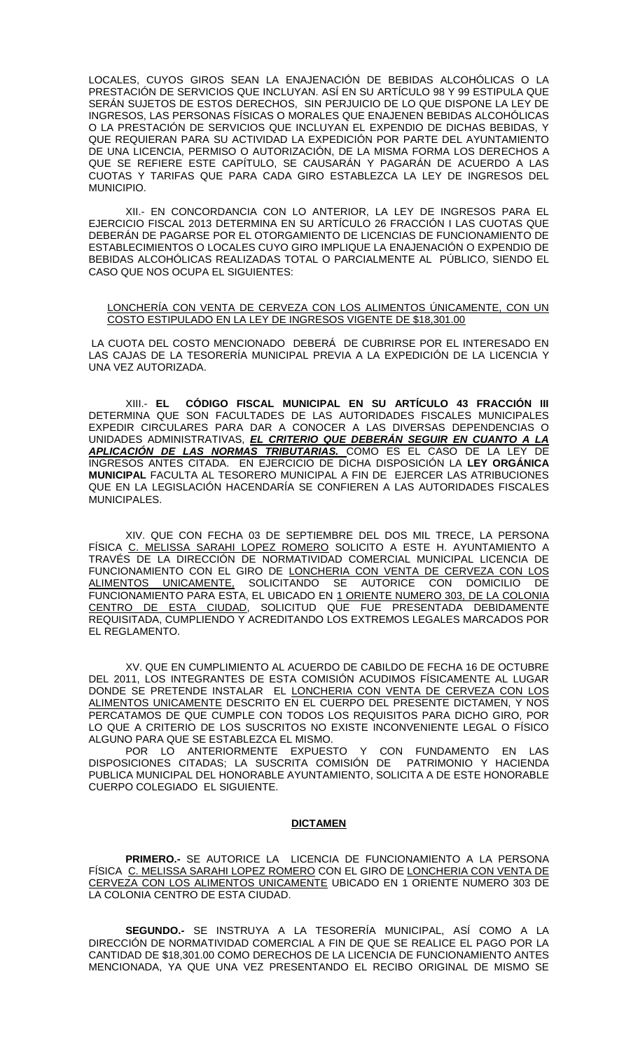LOCALES, CUYOS GIROS SEAN LA ENAJENACIÓN DE BEBIDAS ALCOHÓLICAS O LA PRESTACIÓN DE SERVICIOS QUE INCLUYAN. ASÍ EN SU ARTÍCULO 98 Y 99 ESTIPULA QUE SERÁN SUJETOS DE ESTOS DERECHOS, SIN PERJUICIO DE LO QUE DISPONE LA LEY DE INGRESOS, LAS PERSONAS FÍSICAS O MORALES QUE ENAJENEN BEBIDAS ALCOHÓLICAS O LA PRESTACIÓN DE SERVICIOS QUE INCLUYAN EL EXPENDIO DE DICHAS BEBIDAS, Y QUE REQUIERAN PARA SU ACTIVIDAD LA EXPEDICIÓN POR PARTE DEL AYUNTAMIENTO DE UNA LICENCIA, PERMISO O AUTORIZACIÓN, DE LA MISMA FORMA LOS DERECHOS A QUE SE REFIERE ESTE CAPÍTULO, SE CAUSARÁN Y PAGARÁN DE ACUERDO A LAS CUOTAS Y TARIFAS QUE PARA CADA GIRO ESTABLEZCA LA LEY DE INGRESOS DEL MUNICIPIO.

XII.- EN CONCORDANCIA CON LO ANTERIOR, LA LEY DE INGRESOS PARA EL EJERCICIO FISCAL 2013 DETERMINA EN SU ARTÍCULO 26 FRACCIÓN I LAS CUOTAS QUE DEBERÁN DE PAGARSE POR EL OTORGAMIENTO DE LICENCIAS DE FUNCIONAMIENTO DE ESTABLECIMIENTOS O LOCALES CUYO GIRO IMPLIQUE LA ENAJENACIÓN O EXPENDIO DE BEBIDAS ALCOHÓLICAS REALIZADAS TOTAL O PARCIALMENTE AL PÚBLICO, SIENDO EL CASO QUE NOS OCUPA EL SIGUIENTES:

LONCHERÍA CON VENTA DE CERVEZA CON LOS ALIMENTOS ÚNICAMENTE, CON UN COSTO ESTIPULADO EN LA LEY DE INGRESOS VIGENTE DE $18,301.00

LA CUOTA DEL COSTO MENCIONADO DEBERÁ DE CUBRIRSE POR EL INTERESADO EN LAS CAJAS DE LA TESORERÍA MUNICIPAL PREVIA A LA EXPEDICIÓN DE LA LICENCIA Y UNA VEZ AUTORIZADA.

XIII.- **EL CÓDIGO FISCAL MUNICIPAL EN SU ARTÍCULO 43 FRACCIÓN III** DETERMINA QUE SON FACULTADES DE LAS AUTORIDADES FISCALES MUNICIPALES EXPEDIR CIRCULARES PARA DAR A CONOCER A LAS DIVERSAS DEPENDENCIAS O UNIDADES ADMINISTRATIVAS, ***EL CRITERIO QUE DEBERÁN SEGUIR EN CUANTO A LA APLICACIÓN DE LAS NORMAS TRIBUTARIAS.*** COMO ES EL CASO DE LA LEY DE INGRESOS ANTES CITADA. EN EJERCICIO DE DICHA DISPOSICIÓN LA **LEY ORGÁNICA MUNICIPAL** FACULTA AL TESORERO MUNICIPAL A FIN DE EJERCER LAS ATRIBUCIONES QUE EN LA LEGISLACIÓN HACENDARÍA SE CONFIEREN A LAS AUTORIDADES FISCALES MUNICIPALES.

XIV. QUE CON FECHA 03 DE SEPTIEMBRE DEL DOS MIL TRECE, LA PERSONA FÍSICA C. MELISSA SARAHI LOPEZ ROMERO SOLICITO A ESTE H. AYUNTAMIENTO A TRAVÉS DE LA DIRECCIÓN DE NORMATIVIDAD COMERCIAL MUNICIPAL LICENCIA DE FUNCIONAMIENTO CON EL GIRO DE LONCHERIA CON VENTA DE CERVEZA CON LOS ALIMENTOS UNICAMENTE, SOLICITANDO SE AUTORICE CON DOMICILIO DE FUNCIONAMIENTO PARA ESTA, EL UBICADO EN 1 ORIENTE NUMERO 303, DE LA COLONIA CENTRO DE ESTA CIUDAD, SOLICITUD QUE FUE PRESENTADA DEBIDAMENTE REQUISITADA, CUMPLIENDO Y ACREDITANDO LOS EXTREMOS LEGALES MARCADOS POR EL REGLAMENTO.

XV. QUE EN CUMPLIMIENTO AL ACUERDO DE CABILDO DE FECHA 16 DE OCTUBRE DEL 2011, LOS INTEGRANTES DE ESTA COMISIÓN ACUDIMOS FÍSICAMENTE AL LUGAR DONDE SE PRETENDE INSTALAR EL LONCHERIA CON VENTA DE CERVEZA CON LOS ALIMENTOS UNICAMENTE DESCRITO EN EL CUERPO DEL PRESENTE DICTAMEN, Y NOS PERCATAMOS DE QUE CUMPLE CON TODOS LOS REQUISITOS PARA DICHO GIRO, POR LO QUE A CRITERIO DE LOS SUSCRITOS NO EXISTE INCONVENIENTE LEGAL O FÍSICO ALGUNO PARA QUE SE ESTABLEZCA EL MISMO.

POR LO ANTERIORMENTE EXPUESTO Y CON FUNDAMENTO EN LAS DISPOSICIONES CITADAS; LA SUSCRITA COMISIÓN DE PATRIMONIO Y HACIENDA PUBLICA MUNICIPAL DEL HONORABLE AYUNTAMIENTO, SOLICITA A DE ESTE HONORABLE CUERPO COLEGIADO EL SIGUIENTE.

**DICTAMEN**

**PRIMERO.-** SE AUTORICE LA LICENCIA DE FUNCIONAMIENTO A LA PERSONA FÍSICA C. MELISSA SARAHI LOPEZ ROMERO CON EL GIRO DE LONCHERIA CON VENTA DE CERVEZA CON LOS ALIMENTOS UNICAMENTE UBICADO EN 1 ORIENTE NUMERO 303 DE LA COLONIA CENTRO DE ESTA CIUDAD.

**SEGUNDO.-** SE INSTRUYA A LA TESORERÍA MUNICIPAL, ASÍ COMO A LA DIRECCIÓN DE NORMATIVIDAD COMERCIAL A FIN DE QUE SE REALICE EL PAGO POR LA CANTIDAD DE $18,301.00 COMO DERECHOS DE LA LICENCIA DE FUNCIONAMIENTO ANTES MENCIONADA, YA QUE UNA VEZ PRESENTANDO EL RECIBO ORIGINAL DE MISMO SE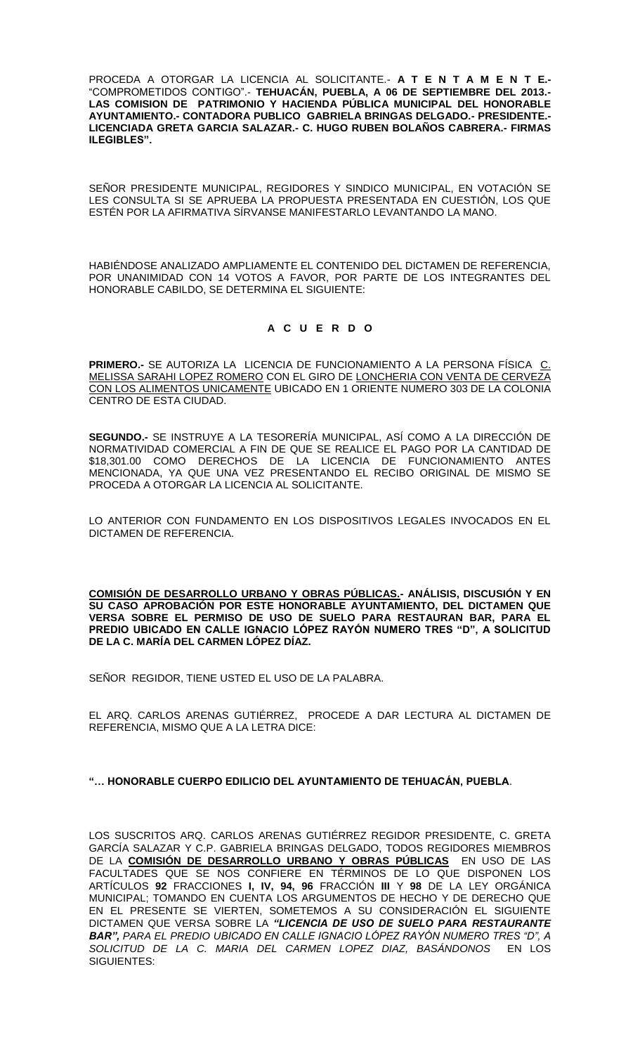PROCEDA A OTORGAR LA LICENCIA AL SOLICITANTE.- **A T E N T A M E N T E.-** "COMPROMETIDOS CONTIGO".- **TEHUACÁN, PUEBLA, A 06 DE SEPTIEMBRE DEL 2013.- LAS COMISION DE PATRIMONIO Y HACIENDA PÚBLICA MUNICIPAL DEL HONORABLE AYUNTAMIENTO.- CONTADORA PUBLICO GABRIELA BRINGAS DELGADO.- PRESIDENTE.- LICENCIADA GRETA GARCIA SALAZAR.- C. HUGO RUBEN BOLAÑOS CABRERA.- FIRMAS ILEGIBLES".**

SEÑOR PRESIDENTE MUNICIPAL, REGIDORES Y SINDICO MUNICIPAL, EN VOTACIÓN SE LES CONSULTA SI SE APRUEBA LA PROPUESTA PRESENTADA EN CUESTIÓN, LOS QUE ESTÉN POR LA AFIRMATIVA SÍRVANSE MANIFESTARLO LEVANTANDO LA MANO.

HABIÉNDOSE ANALIZADO AMPLIAMENTE EL CONTENIDO DEL DICTAMEN DE REFERENCIA, POR UNANIMIDAD CON 14 VOTOS A FAVOR, POR PARTE DE LOS INTEGRANTES DEL HONORABLE CABILDO, SE DETERMINA EL SIGUIENTE:

**A C U E R D O**

**PRIMERO.-** SE AUTORIZA LA LICENCIA DE FUNCIONAMIENTO A LA PERSONA FÍSICA C. MELISSA SARAHI LOPEZ ROMERO CON EL GIRO DE LONCHERIA CON VENTA DE CERVEZA CON LOS ALIMENTOS UNICAMENTE UBICADO EN 1 ORIENTE NUMERO 303 DE LA COLONIA CENTRO DE ESTA CIUDAD.

**SEGUNDO.-** SE INSTRUYE A LA TESORERÍA MUNICIPAL, ASÍ COMO A LA DIRECCIÓN DE NORMATIVIDAD COMERCIAL A FIN DE QUE SE REALICE EL PAGO POR LA CANTIDAD DE $18,301.00 COMO DERECHOS DE LA LICENCIA DE FUNCIONAMIENTO ANTES MENCIONADA, YA QUE UNA VEZ PRESENTANDO EL RECIBO ORIGINAL DE MISMO SE PROCEDA A OTORGAR LA LICENCIA AL SOLICITANTE.

LO ANTERIOR CON FUNDAMENTO EN LOS DISPOSITIVOS LEGALES INVOCADOS EN EL DICTAMEN DE REFERENCIA.

**COMISIÓN DE DESARROLLO URBANO Y OBRAS PÚBLICAS.- ANÁLISIS, DISCUSIÓN Y EN SU CASO APROBACIÓN POR ESTE HONORABLE AYUNTAMIENTO, DEL DICTAMEN QUE VERSA SOBRE EL PERMISO DE USO DE SUELO PARA RESTAURAN BAR, PARA EL PREDIO UBICADO EN CALLE IGNACIO LÓPEZ RAYÓN NUMERO TRES "D", A SOLICITUD DE LA C. MARÍA DEL CARMEN LÓPEZ DÍAZ.**

SEÑOR REGIDOR, TIENE USTED EL USO DE LA PALABRA.

EL ARQ. CARLOS ARENAS GUTIÉRREZ, PROCEDE A DAR LECTURA AL DICTAMEN DE REFERENCIA, MISMO QUE A LA LETRA DICE:

**"… HONORABLE CUERPO EDILICIO DEL AYUNTAMIENTO DE TEHUACÁN, PUEBLA**.

LOS SUSCRITOS ARQ. CARLOS ARENAS GUTIÉRREZ REGIDOR PRESIDENTE, C. GRETA GARCÍA SALAZAR Y C.P. GABRIELA BRINGAS DELGADO, TODOS REGIDORES MIEMBROS DE LA **COMISIÓN DE DESARROLLO URBANO Y OBRAS PÚBLICAS** EN USO DE LAS FACULTADES QUE SE NOS CONFIERE EN TÉRMINOS DE LO QUE DISPONEN LOS ARTÍCULOS **92** FRACCIONES **I, IV, 94, 96** FRACCIÓN **III** Y **98** DE LA LEY ORGÁNICA MUNICIPAL; TOMANDO EN CUENTA LOS ARGUMENTOS DE HECHO Y DE DERECHO QUE EN EL PRESENTE SE VIERTEN, SOMETEMOS A SU CONSIDERACIÓN EL SIGUIENTE DICTAMEN QUE VERSA SOBRE LA ***"LICENCIA DE USO DE SUELO PARA RESTAURANTE BAR",*** *PARA EL PREDIO UBICADO EN CALLE IGNACIO LÓPEZ RAYÓN NUMERO TRES "D", A SOLICITUD DE LA C. MARIA DEL CARMEN LOPEZ DIAZ, BASÁNDONOS* EN LOS SIGUIENTES: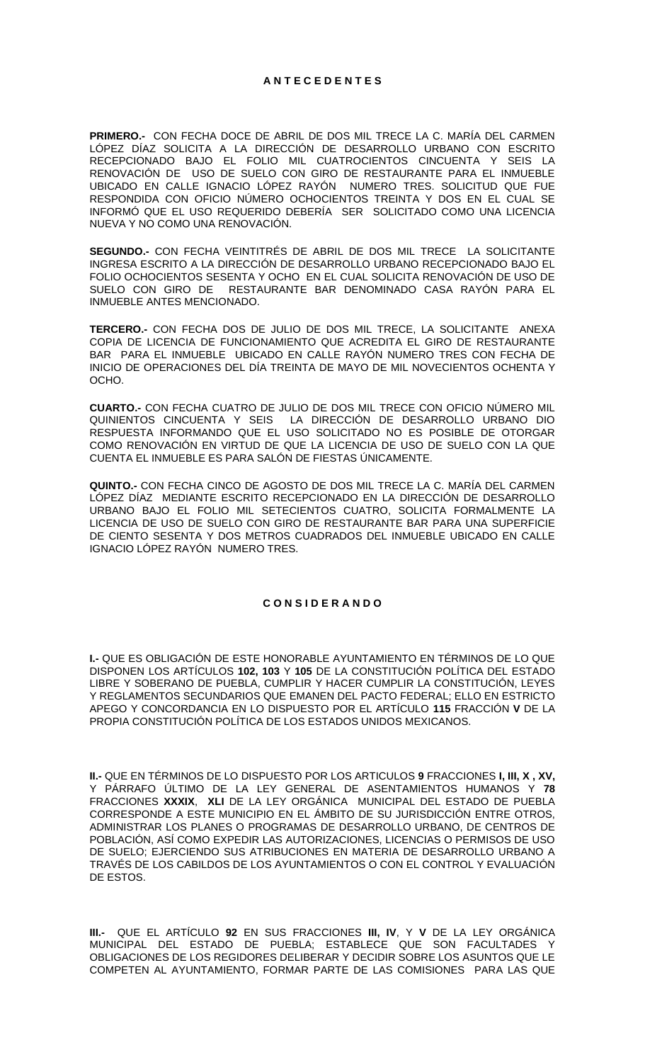## A N T E C E D E N T E S

**PRIMERO.-** CON FECHA DOCE DE ABRIL DE DOS MIL TRECE LA C. MARÍA DEL CARMEN LÓPEZ DÍAZ SOLICITA A LA DIRECCIÓN DE DESARROLLO URBANO CON ESCRITO RECEPCIONADO BAJO EL FOLIO MIL CUATROCIENTOS CINCUENTA Y SEIS LA RENOVACIÓN DE USO DE SUELO CON GIRO DE RESTAURANTE PARA EL INMUEBLE UBICADO EN CALLE IGNACIO LÓPEZ RAYÓN NUMERO TRES. SOLICITUD QUE FUE RESPONDIDA CON OFICIO NÚMERO OCHOCIENTOS TREINTA Y DOS EN EL CUAL SE INFORMÓ QUE EL USO REQUERIDO DEBERÍA SER SOLICITADO COMO UNA LICENCIA NUEVA Y NO COMO UNA RENOVACIÓN.

**SEGUNDO.-** CON FECHA VEINTITRÉS DE ABRIL DE DOS MIL TRECE LA SOLICITANTE INGRESA ESCRITO A LA DIRECCIÓN DE DESARROLLO URBANO RECEPCIONADO BAJO EL FOLIO OCHOCIENTOS SESENTA Y OCHO EN EL CUAL SOLICITA RENOVACIÓN DE USO DE SUELO CON GIRO DE RESTAURANTE BAR DENOMINADO CASA RAYÓN PARA EL INMUEBLE ANTES MENCIONADO.

**TERCERO.-** CON FECHA DOS DE JULIO DE DOS MIL TRECE, LA SOLICITANTE ANEXA COPIA DE LICENCIA DE FUNCIONAMIENTO QUE ACREDITA EL GIRO DE RESTAURANTE BAR PARA EL INMUEBLE UBICADO EN CALLE RAYÓN NUMERO TRES CON FECHA DE INICIO DE OPERACIONES DEL DÍA TREINTA DE MAYO DE MIL NOVECIENTOS OCHENTA Y OCHO.

**CUARTO.-** CON FECHA CUATRO DE JULIO DE DOS MIL TRECE CON OFICIO NÚMERO MIL QUINIENTOS CINCUENTA Y SEIS LA DIRECCIÓN DE DESARROLLO URBANO DIO RESPUESTA INFORMANDO QUE EL USO SOLICITADO NO ES POSIBLE DE OTORGAR COMO RENOVACIÓN EN VIRTUD DE QUE LA LICENCIA DE USO DE SUELO CON LA QUE CUENTA EL INMUEBLE ES PARA SALÓN DE FIESTAS ÚNICAMENTE.

**QUINTO.-** CON FECHA CINCO DE AGOSTO DE DOS MIL TRECE LA C. MARÍA DEL CARMEN LÓPEZ DÍAZ MEDIANTE ESCRITO RECEPCIONADO EN LA DIRECCIÓN DE DESARROLLO URBANO BAJO EL FOLIO MIL SETECIENTOS CUATRO, SOLICITA FORMALMENTE LA LICENCIA DE USO DE SUELO CON GIRO DE RESTAURANTE BAR PARA UNA SUPERFICIE DE CIENTO SESENTA Y DOS METROS CUADRADOS DEL INMUEBLE UBICADO EN CALLE IGNACIO LÓPEZ RAYÓN NUMERO TRES.

## C O N S I D E R A N D O

**I.-** QUE ES OBLIGACIÓN DE ESTE HONORABLE AYUNTAMIENTO EN TÉRMINOS DE LO QUE DISPONEN LOS ARTÍCULOS **102, 103** Y **105** DE LA CONSTITUCIÓN POLÍTICA DEL ESTADO LIBRE Y SOBERANO DE PUEBLA, CUMPLIR Y HACER CUMPLIR LA CONSTITUCIÓN, LEYES Y REGLAMENTOS SECUNDARIOS QUE EMANEN DEL PACTO FEDERAL; ELLO EN ESTRICTO APEGO Y CONCORDANCIA EN LO DISPUESTO POR EL ARTÍCULO **115** FRACCIÓN **V** DE LA PROPIA CONSTITUCIÓN POLÍTICA DE LOS ESTADOS UNIDOS MEXICANOS.

**II.-** QUE EN TÉRMINOS DE LO DISPUESTO POR LOS ARTICULOS **9** FRACCIONES **I, III, X , XV,** Y PÁRRAFO ÚLTIMO DE LA LEY GENERAL DE ASENTAMIENTOS HUMANOS Y **78** FRACCIONES **XXXIX**, **XLI** DE LA LEY ORGÁNICA MUNICIPAL DEL ESTADO DE PUEBLA CORRESPONDE A ESTE MUNICIPIO EN EL ÁMBITO DE SU JURISDICCIÓN ENTRE OTROS, ADMINISTRAR LOS PLANES O PROGRAMAS DE DESARROLLO URBANO, DE CENTROS DE POBLACIÓN, ASÍ COMO EXPEDIR LAS AUTORIZACIONES, LICENCIAS O PERMISOS DE USO DE SUELO; EJERCIENDO SUS ATRIBUCIONES EN MATERIA DE DESARROLLO URBANO A TRAVÉS DE LOS CABILDOS DE LOS AYUNTAMIENTOS O CON EL CONTROL Y EVALUACIÓN DE ESTOS.

**III.-** QUE EL ARTÍCULO **92** EN SUS FRACCIONES **III, IV**, Y **V** DE LA LEY ORGÁNICA MUNICIPAL DEL ESTADO DE PUEBLA; ESTABLECE QUE SON FACULTADES Y OBLIGACIONES DE LOS REGIDORES DELIBERAR Y DECIDIR SOBRE LOS ASUNTOS QUE LE COMPETEN AL AYUNTAMIENTO, FORMAR PARTE DE LAS COMISIONES PARA LAS QUE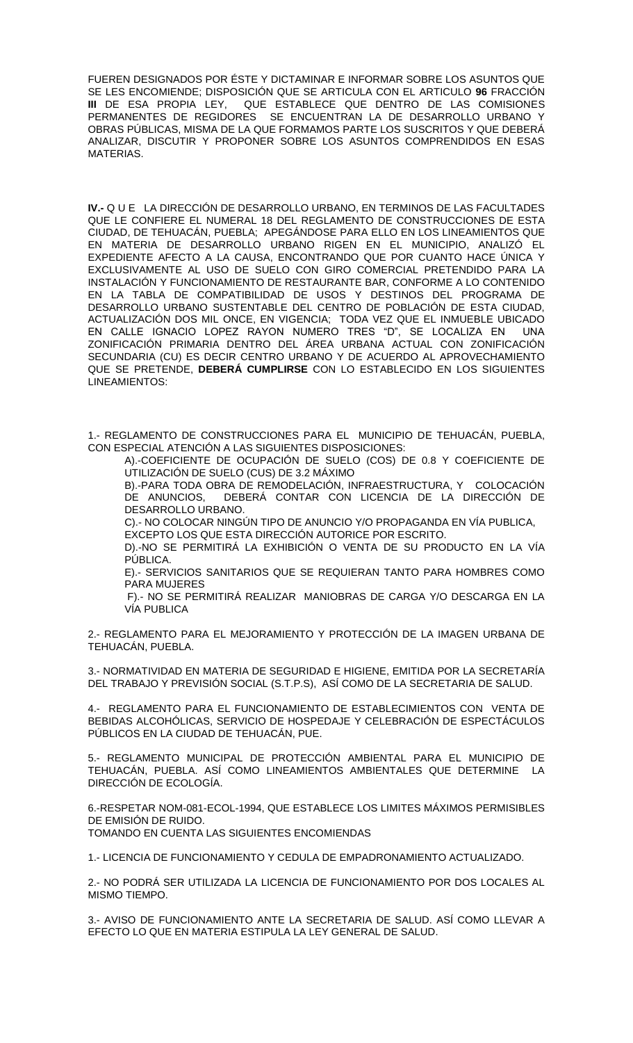FUEREN DESIGNADOS POR ÉSTE Y DICTAMINAR E INFORMAR SOBRE LOS ASUNTOS QUE SE LES ENCOMIENDE; DISPOSICIÓN QUE SE ARTICULA CON EL ARTICULO **96** FRACCIÓN **III** DE ESA PROPIA LEY, QUE ESTABLECE QUE DENTRO DE LAS COMISIONES PERMANENTES DE REGIDORES SE ENCUENTRAN LA DE DESARROLLO URBANO Y OBRAS PÚBLICAS, MISMA DE LA QUE FORMAMOS PARTE LOS SUSCRITOS Y QUE DEBERÁ ANALIZAR, DISCUTIR Y PROPONER SOBRE LOS ASUNTOS COMPRENDIDOS EN ESAS MATERIAS.

**IV.-** Q U E LA DIRECCIÓN DE DESARROLLO URBANO, EN TERMINOS DE LAS FACULTADES QUE LE CONFIERE EL NUMERAL 18 DEL REGLAMENTO DE CONSTRUCCIONES DE ESTA CIUDAD, DE TEHUACÁN, PUEBLA; APEGÁNDOSE PARA ELLO EN LOS LINEAMIENTOS QUE EN MATERIA DE DESARROLLO URBANO RIGEN EN EL MUNICIPIO, ANALIZÓ EL EXPEDIENTE AFECTO A LA CAUSA, ENCONTRANDO QUE POR CUANTO HACE ÚNICA Y EXCLUSIVAMENTE AL USO DE SUELO CON GIRO COMERCIAL PRETENDIDO PARA LA INSTALACIÓN Y FUNCIONAMIENTO DE RESTAURANTE BAR, CONFORME A LO CONTENIDO EN LA TABLA DE COMPATIBILIDAD DE USOS Y DESTINOS DEL PROGRAMA DE DESARROLLO URBANO SUSTENTABLE DEL CENTRO DE POBLACIÓN DE ESTA CIUDAD, ACTUALIZACIÓN DOS MIL ONCE, EN VIGENCIA; TODA VEZ QUE EL INMUEBLE UBICADO EN CALLE IGNACIO LOPEZ RAYON NUMERO TRES "D", SE LOCALIZA EN UNA ZONIFICACIÓN PRIMARIA DENTRO DEL ÁREA URBANA ACTUAL CON ZONIFICACIÓN SECUNDARIA (CU) ES DECIR CENTRO URBANO Y DE ACUERDO AL APROVECHAMIENTO QUE SE PRETENDE, **DEBERÁ CUMPLIRSE** CON LO ESTABLECIDO EN LOS SIGUIENTES LINEAMIENTOS:

1.- REGLAMENTO DE CONSTRUCCIONES PARA EL MUNICIPIO DE TEHUACÁN, PUEBLA, CON ESPECIAL ATENCIÓN A LAS SIGUIENTES DISPOSICIONES:

A).-COEFICIENTE DE OCUPACIÓN DE SUELO (COS) DE 0.8 Y COEFICIENTE DE UTILIZACIÓN DE SUELO (CUS) DE 3.2 MÁXIMO

B).-PARA TODA OBRA DE REMODELACIÓN, INFRAESTRUCTURA, Y COLOCACIÓN DE ANUNCIOS, DEBERÁ CONTAR CON LICENCIA DE LA DIRECCIÓN DE DESARROLLO URBANO.

C).- NO COLOCAR NINGÚN TIPO DE ANUNCIO Y/O PROPAGANDA EN VÍA PUBLICA, EXCEPTO LOS QUE ESTA DIRECCIÓN AUTORICE POR ESCRITO.

D).-NO SE PERMITIRÁ LA EXHIBICIÓN O VENTA DE SU PRODUCTO EN LA VÍA PÚBLICA.

E).- SERVICIOS SANITARIOS QUE SE REQUIERAN TANTO PARA HOMBRES COMO PARA MUJERES

F).- NO SE PERMITIRÁ REALIZAR MANIOBRAS DE CARGA Y/O DESCARGA EN LA VÍA PUBLICA

2.- REGLAMENTO PARA EL MEJORAMIENTO Y PROTECCIÓN DE LA IMAGEN URBANA DE TEHUACÁN, PUEBLA.

3.- NORMATIVIDAD EN MATERIA DE SEGURIDAD E HIGIENE, EMITIDA POR LA SECRETARÍA DEL TRABAJO Y PREVISIÓN SOCIAL (S.T.P.S), ASÍ COMO DE LA SECRETARIA DE SALUD.

4.- REGLAMENTO PARA EL FUNCIONAMIENTO DE ESTABLECIMIENTOS CON VENTA DE BEBIDAS ALCOHÓLICAS, SERVICIO DE HOSPEDAJE Y CELEBRACIÓN DE ESPECTÁCULOS PÚBLICOS EN LA CIUDAD DE TEHUACÁN, PUE.

5.- REGLAMENTO MUNICIPAL DE PROTECCIÓN AMBIENTAL PARA EL MUNICIPIO DE TEHUACÁN, PUEBLA. ASÍ COMO LINEAMIENTOS AMBIENTALES QUE DETERMINE LA DIRECCIÓN DE ECOLOGÍA.

6.-RESPETAR NOM-081-ECOL-1994, QUE ESTABLECE LOS LIMITES MÁXIMOS PERMISIBLES DE EMISIÓN DE RUIDO.
TOMANDO EN CUENTA LAS SIGUIENTES ENCOMIENDAS

1.- LICENCIA DE FUNCIONAMIENTO Y CEDULA DE EMPADRONAMIENTO ACTUALIZADO.

2.- NO PODRÁ SER UTILIZADA LA LICENCIA DE FUNCIONAMIENTO POR DOS LOCALES AL MISMO TIEMPO.

3.- AVISO DE FUNCIONAMIENTO ANTE LA SECRETARIA DE SALUD. ASÍ COMO LLEVAR A EFECTO LO QUE EN MATERIA ESTIPULA LA LEY GENERAL DE SALUD.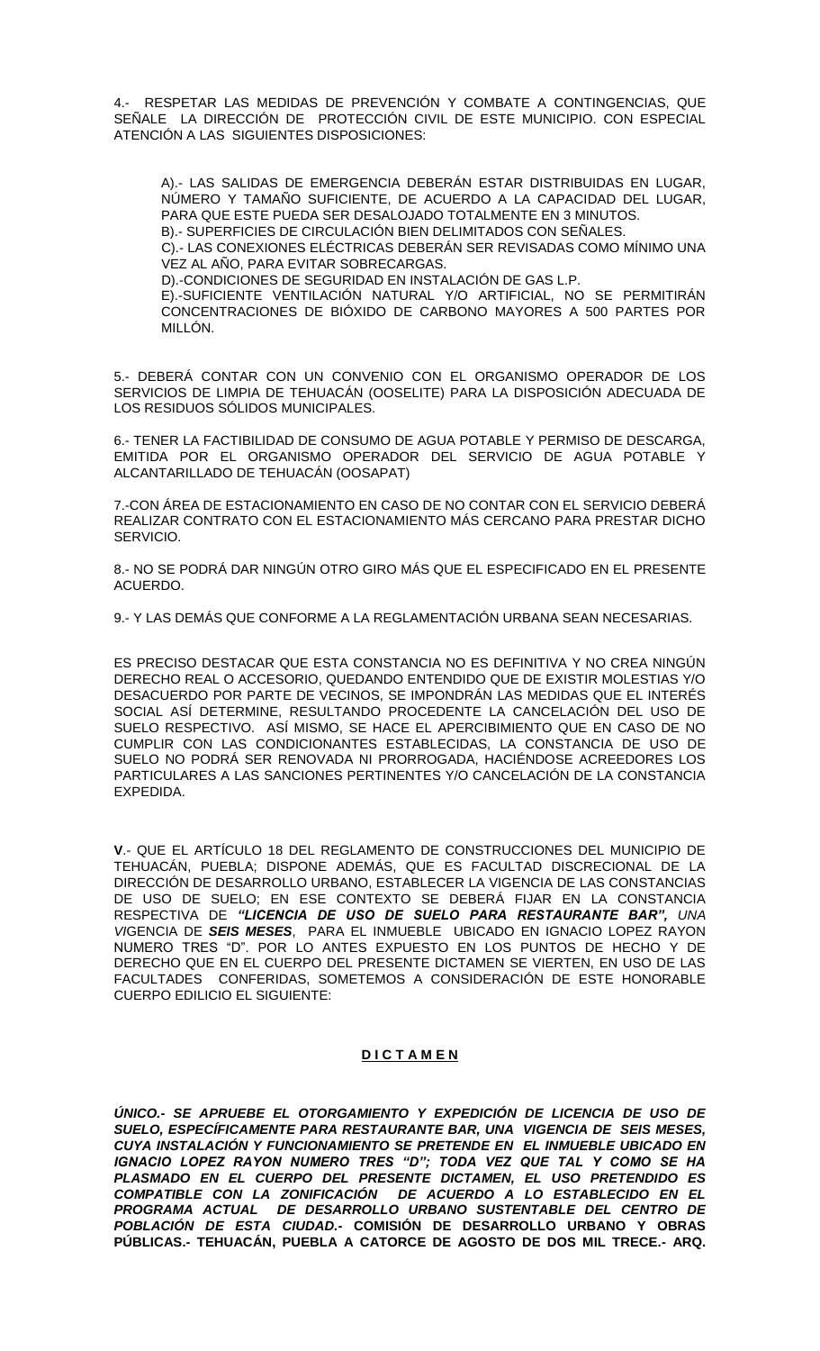4.- RESPETAR LAS MEDIDAS DE PREVENCIÓN Y COMBATE A CONTINGENCIAS, QUE SEÑALE LA DIRECCIÓN DE PROTECCIÓN CIVIL DE ESTE MUNICIPIO. CON ESPECIAL ATENCIÓN A LAS SIGUIENTES DISPOSICIONES:

A).- LAS SALIDAS DE EMERGENCIA DEBERÁN ESTAR DISTRIBUIDAS EN LUGAR, NÚMERO Y TAMAÑO SUFICIENTE, DE ACUERDO A LA CAPACIDAD DEL LUGAR, PARA QUE ESTE PUEDA SER DESALOJADO TOTALMENTE EN 3 MINUTOS.
B).- SUPERFICIES DE CIRCULACIÓN BIEN DELIMITADOS CON SEÑALES.
C).- LAS CONEXIONES ELÉCTRICAS DEBERÁN SER REVISADAS COMO MÍNIMO UNA VEZ AL AÑO, PARA EVITAR SOBRECARGAS.
D).-CONDICIONES DE SEGURIDAD EN INSTALACIÓN DE GAS L.P.
E).-SUFICIENTE VENTILACIÓN NATURAL Y/O ARTIFICIAL, NO SE PERMITIRÁN CONCENTRACIONES DE BIÓXIDO DE CARBONO MAYORES A 500 PARTES POR MILLÓN.

5.- DEBERÁ CONTAR CON UN CONVENIO CON EL ORGANISMO OPERADOR DE LOS SERVICIOS DE LIMPIA DE TEHUACÁN (OOSELITE) PARA LA DISPOSICIÓN ADECUADA DE LOS RESIDUOS SÓLIDOS MUNICIPALES.

6.- TENER LA FACTIBILIDAD DE CONSUMO DE AGUA POTABLE Y PERMISO DE DESCARGA, EMITIDA POR EL ORGANISMO OPERADOR DEL SERVICIO DE AGUA POTABLE Y ALCANTARILLADO DE TEHUACÁN (OOSAPAT)

7.-CON ÁREA DE ESTACIONAMIENTO EN CASO DE NO CONTAR CON EL SERVICIO DEBERÁ REALIZAR CONTRATO CON EL ESTACIONAMIENTO MÁS CERCANO PARA PRESTAR DICHO SERVICIO.

8.- NO SE PODRÁ DAR NINGÚN OTRO GIRO MÁS QUE EL ESPECIFICADO EN EL PRESENTE ACUERDO.

9.- Y LAS DEMÁS QUE CONFORME A LA REGLAMENTACIÓN URBANA SEAN NECESARIAS.

ES PRECISO DESTACAR QUE ESTA CONSTANCIA NO ES DEFINITIVA Y NO CREA NINGÚN DERECHO REAL O ACCESORIO, QUEDANDO ENTENDIDO QUE DE EXISTIR MOLESTIAS Y/O DESACUERDO POR PARTE DE VECINOS, SE IMPONDRÁN LAS MEDIDAS QUE EL INTERÉS SOCIAL ASÍ DETERMINE, RESULTANDO PROCEDENTE LA CANCELACIÓN DEL USO DE SUELO RESPECTIVO. ASÍ MISMO, SE HACE EL APERCIBIMIENTO QUE EN CASO DE NO CUMPLIR CON LAS CONDICIONANTES ESTABLECIDAS, LA CONSTANCIA DE USO DE SUELO NO PODRÁ SER RENOVADA NI PRORROGADA, HACIÉNDOSE ACREEDORES LOS PARTICULARES A LAS SANCIONES PERTINENTES Y/O CANCELACIÓN DE LA CONSTANCIA EXPEDIDA.

**V**.- QUE EL ARTÍCULO 18 DEL REGLAMENTO DE CONSTRUCCIONES DEL MUNICIPIO DE TEHUACÁN, PUEBLA; DISPONE ADEMÁS, QUE ES FACULTAD DISCRECIONAL DE LA DIRECCIÓN DE DESARROLLO URBANO, ESTABLECER LA VIGENCIA DE LAS CONSTANCIAS DE USO DE SUELO; EN ESE CONTEXTO SE DEBERÁ FIJAR EN LA CONSTANCIA RESPECTIVA DE ***"LICENCIA DE USO DE SUELO PARA RESTAURANTE BAR",*** *UNA VIGENCIA DE* ***SEIS MESES***, PARA EL INMUEBLE UBICADO EN IGNACIO LOPEZ RAYON NUMERO TRES "D". POR LO ANTES EXPUESTO EN LOS PUNTOS DE HECHO Y DE DERECHO QUE EN EL CUERPO DEL PRESENTE DICTAMEN SE VIERTEN, EN USO DE LAS FACULTADES CONFERIDAS, SOMETEMOS A CONSIDERACIÓN DE ESTE HONORABLE CUERPO EDILICIO EL SIGUIENTE:

## D I C T A M E N

***ÚNICO.- SE APRUEBE EL OTORGAMIENTO Y EXPEDICIÓN DE LICENCIA DE USO DE SUELO, ESPECÍFICAMENTE PARA RESTAURANTE BAR, UNA VIGENCIA DE SEIS MESES, CUYA INSTALACIÓN Y FUNCIONAMIENTO SE PRETENDE EN EL INMUEBLE UBICADO EN IGNACIO LOPEZ RAYON NUMERO TRES "D"; TODA VEZ QUE TAL Y COMO SE HA PLASMADO EN EL CUERPO DEL PRESENTE DICTAMEN, EL USO PRETENDIDO ES COMPATIBLE CON LA ZONIFICACIÓN DE ACUERDO A LO ESTABLECIDO EN EL PROGRAMA ACTUAL DE DESARROLLO URBANO SUSTENTABLE DEL CENTRO DE POBLACIÓN DE ESTA CIUDAD.-*** **COMISIÓN DE DESARROLLO URBANO Y OBRAS PÚBLICAS.- TEHUACÁN, PUEBLA A CATORCE DE AGOSTO DE DOS MIL TRECE.- ARQ.**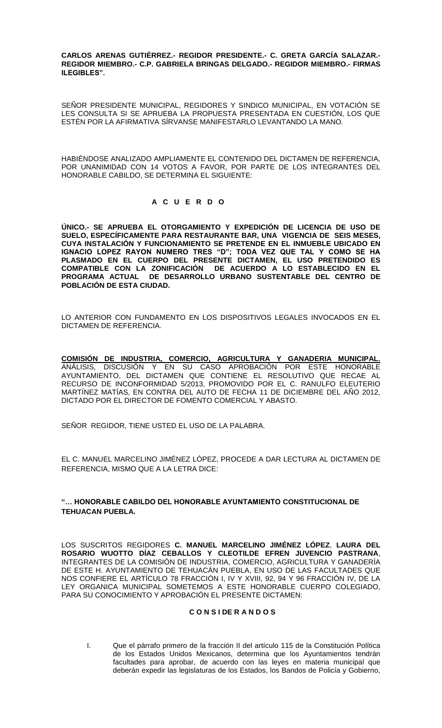**CARLOS ARENAS GUTIÉRREZ.- REGIDOR PRESIDENTE.- C. GRETA GARCÍA SALAZAR.- REGIDOR MIEMBRO.- C.P. GABRIELA BRINGAS DELGADO.- REGIDOR MIEMBRO.- FIRMAS ILEGIBLES".**

SEÑOR PRESIDENTE MUNICIPAL, REGIDORES Y SINDICO MUNICIPAL, EN VOTACIÓN SE LES CONSULTA SI SE APRUEBA LA PROPUESTA PRESENTADA EN CUESTIÓN, LOS QUE ESTÉN POR LA AFIRMATIVA SÍRVANSE MANIFESTARLO LEVANTANDO LA MANO.

HABIÉNDOSE ANALIZADO AMPLIAMENTE EL CONTENIDO DEL DICTAMEN DE REFERENCIA, POR UNANIMIDAD CON 14 VOTOS A FAVOR, POR PARTE DE LOS INTEGRANTES DEL HONORABLE CABILDO, SE DETERMINA EL SIGUIENTE:

**A C U E R D O**

**ÚNICO.- SE APRUEBA EL OTORGAMIENTO Y EXPEDICIÓN DE LICENCIA DE USO DE SUELO, ESPECÍFICAMENTE PARA RESTAURANTE BAR, UNA VIGENCIA DE SEIS MESES, CUYA INSTALACIÓN Y FUNCIONAMIENTO SE PRETENDE EN EL INMUEBLE UBICADO EN IGNACIO LOPEZ RAYON NUMERO TRES "D"; TODA VEZ QUE TAL Y COMO SE HA PLASMADO EN EL CUERPO DEL PRESENTE DICTAMEN, EL USO PRETENDIDO ES COMPATIBLE CON LA ZONIFICACIÓN DE ACUERDO A LO ESTABLECIDO EN EL PROGRAMA ACTUAL DE DESARROLLO URBANO SUSTENTABLE DEL CENTRO DE POBLACIÓN DE ESTA CIUDAD.**

LO ANTERIOR CON FUNDAMENTO EN LOS DISPOSITIVOS LEGALES INVOCADOS EN EL DICTAMEN DE REFERENCIA.

**COMISIÓN DE INDUSTRIA, COMERCIO, AGRICULTURA Y GANADERIA MUNICIPAL.** ANÁLISIS, DISCUSIÓN Y EN SU CASO APROBACIÓN POR ESTE HONORABLE AYUNTAMIENTO, DEL DICTAMEN QUE CONTIENE EL RESOLUTIVO QUE RECAE AL RECURSO DE INCONFORMIDAD 5/2013, PROMOVIDO POR EL C. RANULFO ELEUTERIO MARTÍNEZ MATÍAS, EN CONTRA DEL AUTO DE FECHA 11 DE DICIEMBRE DEL AÑO 2012, DICTADO POR EL DIRECTOR DE FOMENTO COMERCIAL Y ABASTO.

SEÑOR REGIDOR, TIENE USTED EL USO DE LA PALABRA.

EL C. MANUEL MARCELINO JIMÉNEZ LÓPEZ, PROCEDE A DAR LECTURA AL DICTAMEN DE REFERENCIA, MISMO QUE A LA LETRA DICE:

**"… HONORABLE CABILDO DEL HONORABLE AYUNTAMIENTO CONSTITUCIONAL DE TEHUACAN PUEBLA.**

LOS SUSCRITOS REGIDORES **C. MANUEL MARCELINO JIMÉNEZ LÓPEZ**, **LAURA DEL ROSARIO WUOTTO DÍAZ CEBALLOS Y CLEOTILDE EFREN JUVENCIO PASTRANA**, INTEGRANTES DE LA COMISIÓN DE INDUSTRIA, COMERCIO, AGRICULTURA Y GANADERÍA DE ESTE H. AYUNTAMIENTO DE TEHUACÁN PUEBLA, EN USO DE LAS FACULTADES QUE NOS CONFIERE EL ARTÍCULO 78 FRACCIÓN I, IV Y XVIII, 92, 94 Y 96 FRACCIÓN IV, DE LA LEY ORGANICA MUNICIPAL SOMETEMOS A ESTE HONORABLE CUERPO COLEGIADO, PARA SU CONOCIMIENTO Y APROBACIÓN EL PRESENTE DICTAMEN:

**C O N S I D E R A N D O S**

I. Que el párrafo primero de la fracción II del artículo 115 de la Constitución Política de los Estados Unidos Mexicanos, determina que los Ayuntamientos tendrán facultades para aprobar, de acuerdo con las leyes en materia municipal que deberán expedir las legislaturas de los Estados, los Bandos de Policía y Gobierno,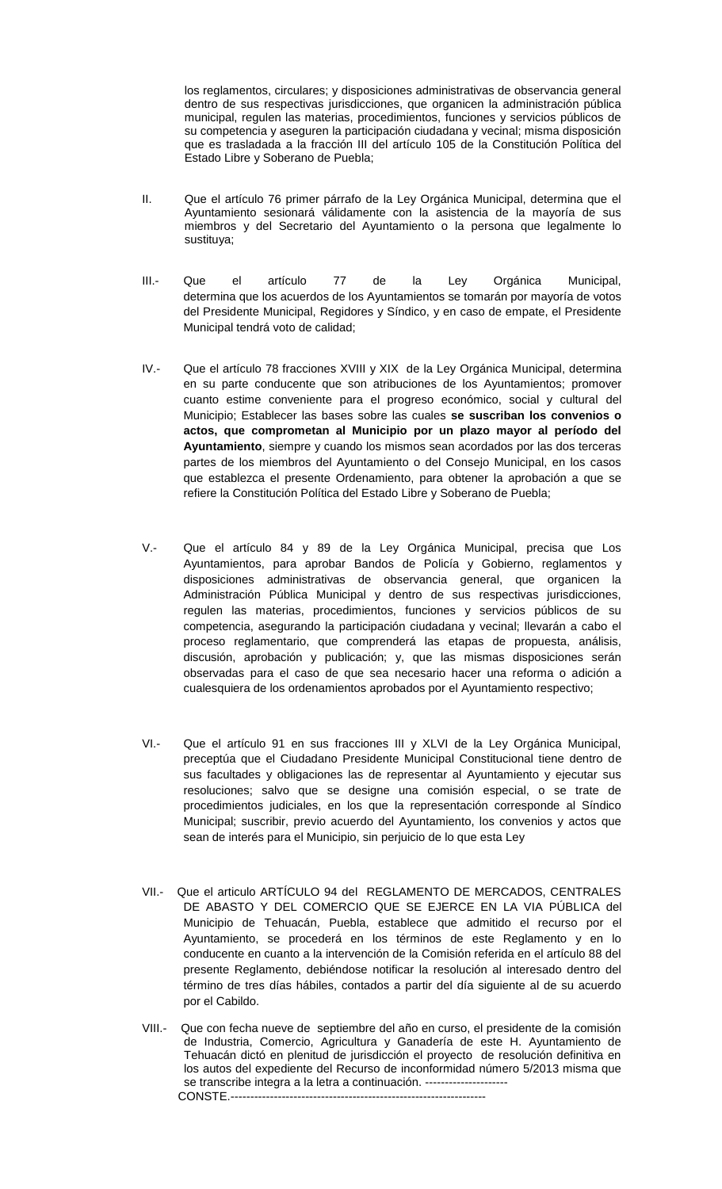los reglamentos, circulares; y disposiciones administrativas de observancia general dentro de sus respectivas jurisdicciones, que organicen la administración pública municipal, regulen las materias, procedimientos, funciones y servicios públicos de su competencia y aseguren la participación ciudadana y vecinal; misma disposición que es trasladada a la fracción III del artículo 105 de la Constitución Política del Estado Libre y Soberano de Puebla;

II. Que el artículo 76 primer párrafo de la Ley Orgánica Municipal, determina que el Ayuntamiento sesionará válidamente con la asistencia de la mayoría de sus miembros y del Secretario del Ayuntamiento o la persona que legalmente lo sustituya;

III.- Que el artículo 77 de la Ley Orgánica Municipal, determina que los acuerdos de los Ayuntamientos se tomarán por mayoría de votos del Presidente Municipal, Regidores y Síndico, y en caso de empate, el Presidente Municipal tendrá voto de calidad;

IV.- Que el artículo 78 fracciones XVIII y XIX de la Ley Orgánica Municipal, determina en su parte conducente que son atribuciones de los Ayuntamientos; promover cuanto estime conveniente para el progreso económico, social y cultural del Municipio; Establecer las bases sobre las cuales **se suscriban los convenios o actos, que comprometan al Municipio por un plazo mayor al período del Ayuntamiento**, siempre y cuando los mismos sean acordados por las dos terceras partes de los miembros del Ayuntamiento o del Consejo Municipal, en los casos que establezca el presente Ordenamiento, para obtener la aprobación a que se refiere la Constitución Política del Estado Libre y Soberano de Puebla;

V.- Que el artículo 84 y 89 de la Ley Orgánica Municipal, precisa que Los Ayuntamientos, para aprobar Bandos de Policía y Gobierno, reglamentos y disposiciones administrativas de observancia general, que organicen la Administración Pública Municipal y dentro de sus respectivas jurisdicciones, regulen las materias, procedimientos, funciones y servicios públicos de su competencia, asegurando la participación ciudadana y vecinal; llevarán a cabo el proceso reglamentario, que comprenderá las etapas de propuesta, análisis, discusión, aprobación y publicación; y, que las mismas disposiciones serán observadas para el caso de que sea necesario hacer una reforma o adición a cualesquiera de los ordenamientos aprobados por el Ayuntamiento respectivo;

VI.- Que el artículo 91 en sus fracciones III y XLVI de la Ley Orgánica Municipal, preceptúa que el Ciudadano Presidente Municipal Constitucional tiene dentro de sus facultades y obligaciones las de representar al Ayuntamiento y ejecutar sus resoluciones; salvo que se designe una comisión especial, o se trate de procedimientos judiciales, en los que la representación corresponde al Síndico Municipal; suscribir, previo acuerdo del Ayuntamiento, los convenios y actos que sean de interés para el Municipio, sin perjuicio de lo que esta Ley

VII.- Que el articulo ARTÍCULO 94 del REGLAMENTO DE MERCADOS, CENTRALES DE ABASTO Y DEL COMERCIO QUE SE EJERCE EN LA VIA PÚBLICA del Municipio de Tehuacán, Puebla, establece que admitido el recurso por el Ayuntamiento, se procederá en los términos de este Reglamento y en lo conducente en cuanto a la intervención de la Comisión referida en el artículo 88 del presente Reglamento, debiéndose notificar la resolución al interesado dentro del término de tres días hábiles, contados a partir del día siguiente al de su acuerdo por el Cabildo.

VIII.- Que con fecha nueve de septiembre del año en curso, el presidente de la comisión de Industria, Comercio, Agricultura y Ganadería de este H. Ayuntamiento de Tehuacán dictó en plenitud de jurisdicción el proyecto de resolución definitiva en los autos del expediente del Recurso de inconformidad número 5/2013 misma que se transcribe integra a la letra a continuación. ---------------------
CONSTE.------------------------------------------------------------------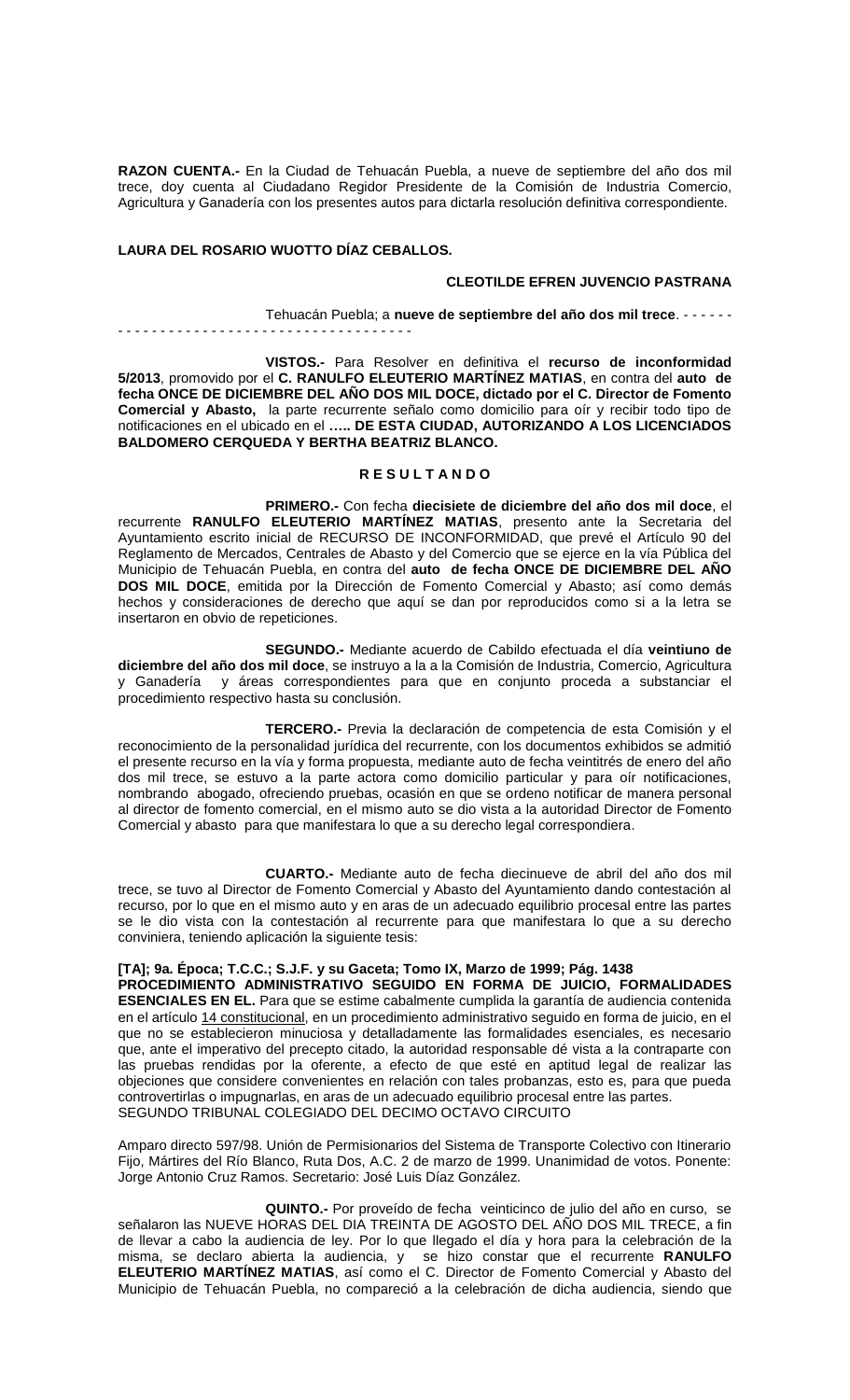**RAZON CUENTA.-** En la Ciudad de Tehuacán Puebla, a nueve de septiembre del año dos mil trece, doy cuenta al Ciudadano Regidor Presidente de la Comisión de Industria Comercio, Agricultura y Ganadería con los presentes autos para dictarla resolución definitiva correspondiente.

**LAURA DEL ROSARIO WUOTTO DÍAZ CEBALLOS.**

**CLEOTILDE EFREN JUVENCIO PASTRANA**

Tehuacán Puebla; a **nueve de septiembre del año dos mil trece**. - - - - - - - - - - - - - - - - - - - - - - - - - - - - - - - - - - - - - - - -

**VISTOS.-** Para Resolver en definitiva el **recurso de inconformidad 5/2013**, promovido por el **C. RANULFO ELEUTERIO MARTÍNEZ MATIAS**, en contra del **auto de fecha ONCE DE DICIEMBRE DEL AÑO DOS MIL DOCE, dictado por el C. Director de Fomento Comercial y Abasto,** la parte recurrente señalo como domicilio para oír y recibir todo tipo de notificaciones en el ubicado en el **….. DE ESTA CIUDAD, AUTORIZANDO A LOS LICENCIADOS BALDOMERO CERQUEDA Y BERTHA BEATRIZ BLANCO.**

**R E S U L T A N D O**

**PRIMERO.-** Con fecha **diecisiete de diciembre del año dos mil doce**, el recurrente **RANULFO ELEUTERIO MARTÍNEZ MATIAS**, presento ante la Secretaria del Ayuntamiento escrito inicial de RECURSO DE INCONFORMIDAD, que prevé el Artículo 90 del Reglamento de Mercados, Centrales de Abasto y del Comercio que se ejerce en la vía Pública del Municipio de Tehuacán Puebla, en contra del **auto de fecha ONCE DE DICIEMBRE DEL AÑO DOS MIL DOCE**, emitida por la Dirección de Fomento Comercial y Abasto; así como demás hechos y consideraciones de derecho que aquí se dan por reproducidos como si a la letra se insertaron en obvio de repeticiones.

**SEGUNDO.-** Mediante acuerdo de Cabildo efectuada el día **veintiuno de diciembre del año dos mil doce**, se instruyo a la a la Comisión de Industria, Comercio, Agricultura y Ganadería y áreas correspondientes para que en conjunto proceda a substanciar el procedimiento respectivo hasta su conclusión.

**TERCERO.-** Previa la declaración de competencia de esta Comisión y el reconocimiento de la personalidad jurídica del recurrente, con los documentos exhibidos se admitió el presente recurso en la vía y forma propuesta, mediante auto de fecha veintitrés de enero del año dos mil trece, se estuvo a la parte actora como domicilio particular y para oír notificaciones, nombrando abogado, ofreciendo pruebas, ocasión en que se ordeno notificar de manera personal al director de fomento comercial, en el mismo auto se dio vista a la autoridad Director de Fomento Comercial y abasto para que manifestara lo que a su derecho legal correspondiera.

**CUARTO.-** Mediante auto de fecha diecinueve de abril del año dos mil trece, se tuvo al Director de Fomento Comercial y Abasto del Ayuntamiento dando contestación al recurso, por lo que en el mismo auto y en aras de un adecuado equilibrio procesal entre las partes se le dio vista con la contestación al recurrente para que manifestara lo que a su derecho conviniera, teniendo aplicación la siguiente tesis:

**[TA]; 9a. Época; T.C.C.; S.J.F. y su Gaceta; Tomo IX, Marzo de 1999; Pág. 1438**
**PROCEDIMIENTO ADMINISTRATIVO SEGUIDO EN FORMA DE JUICIO, FORMALIDADES ESENCIALES EN EL.** Para que se estime cabalmente cumplida la garantía de audiencia contenida en el artículo 14 constitucional, en un procedimiento administrativo seguido en forma de juicio, en el que no se establecieron minuciosa y detalladamente las formalidades esenciales, es necesario que, ante el imperativo del precepto citado, la autoridad responsable dé vista a la contraparte con las pruebas rendidas por la oferente, a efecto de que esté en aptitud legal de realizar las objeciones que considere convenientes en relación con tales probanzas, esto es, para que pueda controvertirlas o impugnarlas, en aras de un adecuado equilibrio procesal entre las partes.
SEGUNDO TRIBUNAL COLEGIADO DEL DECIMO OCTAVO CIRCUITO

Amparo directo 597/98. Unión de Permisionarios del Sistema de Transporte Colectivo con Itinerario Fijo, Mártires del Río Blanco, Ruta Dos, A.C. 2 de marzo de 1999. Unanimidad de votos. Ponente: Jorge Antonio Cruz Ramos. Secretario: José Luis Díaz González.

**QUINTO.-** Por proveído de fecha veinticinco de julio del año en curso, se señalaron las NUEVE HORAS DEL DIA TREINTA DE AGOSTO DEL AÑO DOS MIL TRECE, a fin de llevar a cabo la audiencia de ley. Por lo que llegado el día y hora para la celebración de la misma, se declaro abierta la audiencia, y se hizo constar que el recurrente **RANULFO ELEUTERIO MARTÍNEZ MATIAS**, así como el C. Director de Fomento Comercial y Abasto del Municipio de Tehuacán Puebla, no compareció a la celebración de dicha audiencia, siendo que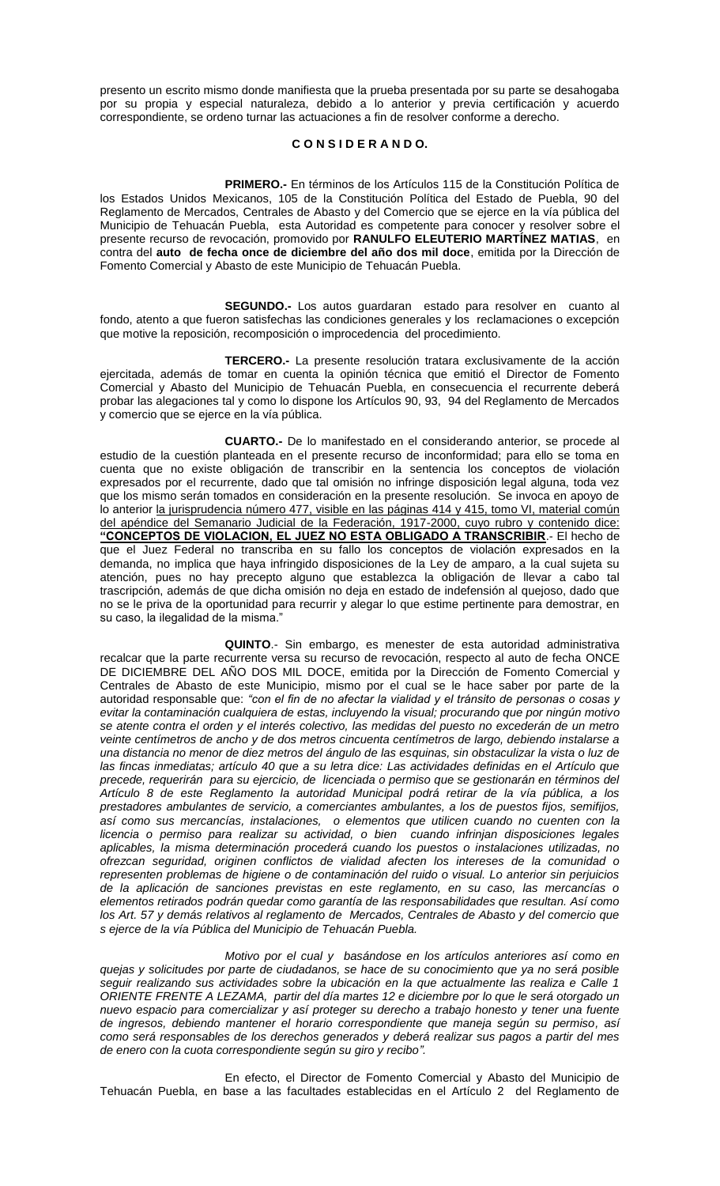presento un escrito mismo donde manifiesta que la prueba presentada por su parte se desahogaba por su propia y especial naturaleza, debido a lo anterior y previa certificación y acuerdo correspondiente, se ordeno turnar las actuaciones a fin de resolver conforme a derecho.

**C O N S I D E R A N D O.**

**PRIMERO.-** En términos de los Artículos 115 de la Constitución Política de los Estados Unidos Mexicanos, 105 de la Constitución Política del Estado de Puebla, 90 del Reglamento de Mercados, Centrales de Abasto y del Comercio que se ejerce en la vía pública del Municipio de Tehuacán Puebla, esta Autoridad es competente para conocer y resolver sobre el presente recurso de revocación, promovido por **RANULFO ELEUTERIO MARTÍNEZ MATIAS**, en contra del **auto de fecha once de diciembre del año dos mil doce**, emitida por la Dirección de Fomento Comercial y Abasto de este Municipio de Tehuacán Puebla.

**SEGUNDO.-** Los autos guardaran estado para resolver en cuanto al fondo, atento a que fueron satisfechas las condiciones generales y los reclamaciones o excepción que motive la reposición, recomposición o improcedencia del procedimiento.

**TERCERO.-** La presente resolución tratara exclusivamente de la acción ejercitada, además de tomar en cuenta la opinión técnica que emitió el Director de Fomento Comercial y Abasto del Municipio de Tehuacán Puebla, en consecuencia el recurrente deberá probar las alegaciones tal y como lo dispone los Artículos 90, 93, 94 del Reglamento de Mercados y comercio que se ejerce en la vía pública.

**CUARTO.-** De lo manifestado en el considerando anterior, se procede al estudio de la cuestión planteada en el presente recurso de inconformidad; para ello se toma en cuenta que no existe obligación de transcribir en la sentencia los conceptos de violación expresados por el recurrente, dado que tal omisión no infringe disposición legal alguna, toda vez que los mismo serán tomados en consideración en la presente resolución. Se invoca en apoyo de lo anterior la jurisprudencia número 477, visible en las páginas 414 y 415, tomo VI, material común del apéndice del Semanario Judicial de la Federación, 1917-2000, cuyo rubro y contenido dice: **"CONCEPTOS DE VIOLACION, EL JUEZ NO ESTA OBLIGADO A TRANSCRIBIR**.- El hecho de que el Juez Federal no transcriba en su fallo los conceptos de violación expresados en la demanda, no implica que haya infringido disposiciones de la Ley de amparo, a la cual sujeta su atención, pues no hay precepto alguno que establezca la obligación de llevar a cabo tal trascripción, además de que dicha omisión no deja en estado de indefensión al quejoso, dado que no se le priva de la oportunidad para recurrir y alegar lo que estime pertinente para demostrar, en su caso, la ilegalidad de la misma."

**QUINTO**.- Sin embargo, es menester de esta autoridad administrativa recalcar que la parte recurrente versa su recurso de revocación, respecto al auto de fecha ONCE DE DICIEMBRE DEL AÑO DOS MIL DOCE, emitida por la Dirección de Fomento Comercial y Centrales de Abasto de este Municipio, mismo por el cual se le hace saber por parte de la autoridad responsable que: *"con el fin de no afectar la vialidad y el tránsito de personas o cosas y evitar la contaminación cualquiera de estas, incluyendo la visual; procurando que por ningún motivo se atente contra el orden y el interés colectivo, las medidas del puesto no excederán de un metro veinte centímetros de ancho y de dos metros cincuenta centímetros de largo, debiendo instalarse a una distancia no menor de diez metros del ángulo de las esquinas, sin obstaculizar la vista o luz de las fincas inmediatas; artículo 40 que a su letra dice: Las actividades definidas en el Artículo que precede, requerirán para su ejercicio, de licenciada o permiso que se gestionarán en términos del Artículo 8 de este Reglamento la autoridad Municipal podrá retirar de la vía pública, a los prestadores ambulantes de servicio, a comerciantes ambulantes, a los de puestos fijos, semifijos, así como sus mercancías, instalaciones, o elementos que utilicen cuando no cuenten con la licencia o permiso para realizar su actividad, o bien cuando infrinjan disposiciones legales aplicables, la misma determinación procederá cuando los puestos o instalaciones utilizadas, no ofrezcan seguridad, originen conflictos de vialidad afecten los intereses de la comunidad o representen problemas de higiene o de contaminación del ruido o visual. Lo anterior sin perjuicios de la aplicación de sanciones previstas en este reglamento, en su caso, las mercancías o elementos retirados podrán quedar como garantía de las responsabilidades que resultan. Así como los Art. 57 y demás relativos al reglamento de Mercados, Centrales de Abasto y del comercio que s ejerce de la vía Pública del Municipio de Tehuacán Puebla.*

*Motivo por el cual y basándose en los artículos anteriores así como en quejas y solicitudes por parte de ciudadanos, se hace de su conocimiento que ya no será posible seguir realizando sus actividades sobre la ubicación en la que actualmente las realiza e Calle 1 ORIENTE FRENTE A LEZAMA, partir del día martes 12 e diciembre por lo que le será otorgado un nuevo espacio para comercializar y así proteger su derecho a trabajo honesto y tener una fuente de ingresos, debiendo mantener el horario correspondiente que maneja según su permiso, así como será responsables de los derechos generados y deberá realizar sus pagos a partir del mes de enero con la cuota correspondiente según su giro y recibo".*

En efecto, el Director de Fomento Comercial y Abasto del Municipio de Tehuacán Puebla, en base a las facultades establecidas en el Artículo 2 del Reglamento de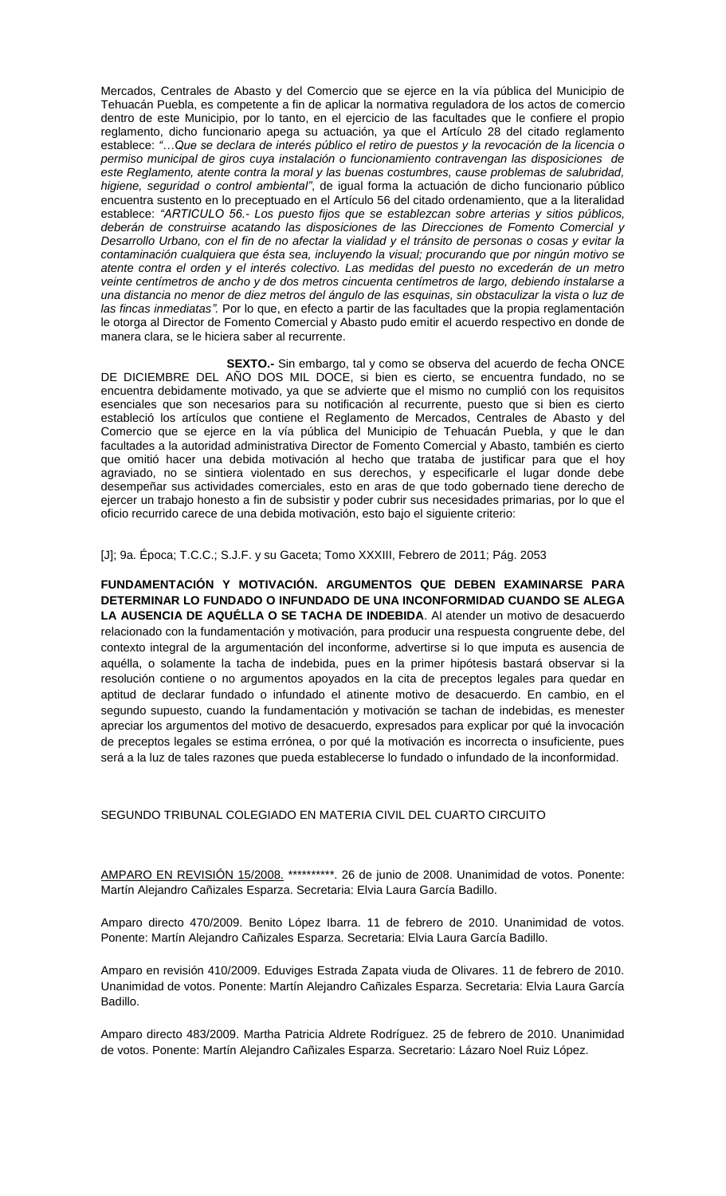Mercados, Centrales de Abasto y del Comercio que se ejerce en la vía pública del Municipio de Tehuacán Puebla, es competente a fin de aplicar la normativa reguladora de los actos de comercio dentro de este Municipio, por lo tanto, en el ejercicio de las facultades que le confiere el propio reglamento, dicho funcionario apega su actuación, ya que el Artículo 28 del citado reglamento establece: *"…Que se declara de interés público el retiro de puestos y la revocación de la licencia o permiso municipal de giros cuya instalación o funcionamiento contravengan las disposiciones de este Reglamento, atente contra la moral y las buenas costumbres, cause problemas de salubridad, higiene, seguridad o control ambiental"*, de igual forma la actuación de dicho funcionario público encuentra sustento en lo preceptuado en el Artículo 56 del citado ordenamiento, que a la literalidad establece: *"ARTICULO 56.- Los puesto fijos que se establezcan sobre arterias y sitios públicos, deberán de construirse acatando las disposiciones de las Direcciones de Fomento Comercial y Desarrollo Urbano, con el fin de no afectar la vialidad y el tránsito de personas o cosas y evitar la contaminación cualquiera que ésta sea, incluyendo la visual; procurando que por ningún motivo se atente contra el orden y el interés colectivo. Las medidas del puesto no excederán de un metro veinte centímetros de ancho y de dos metros cincuenta centímetros de largo, debiendo instalarse a una distancia no menor de diez metros del ángulo de las esquinas, sin obstaculizar la vista o luz de las fincas inmediatas".* Por lo que, en efecto a partir de las facultades que la propia reglamentación le otorga al Director de Fomento Comercial y Abasto pudo emitir el acuerdo respectivo en donde de manera clara, se le hiciera saber al recurrente.

**SEXTO.-** Sin embargo, tal y como se observa del acuerdo de fecha ONCE DE DICIEMBRE DEL AÑO DOS MIL DOCE, si bien es cierto, se encuentra fundado, no se encuentra debidamente motivado, ya que se advierte que el mismo no cumplió con los requisitos esenciales que son necesarios para su notificación al recurrente, puesto que si bien es cierto estableció los artículos que contiene el Reglamento de Mercados, Centrales de Abasto y del Comercio que se ejerce en la vía pública del Municipio de Tehuacán Puebla, y que le dan facultades a la autoridad administrativa Director de Fomento Comercial y Abasto, también es cierto que omitió hacer una debida motivación al hecho que trataba de justificar para que el hoy agraviado, no se sintiera violentado en sus derechos, y especificarle el lugar donde debe desempeñar sus actividades comerciales, esto en aras de que todo gobernado tiene derecho de ejercer un trabajo honesto a fin de subsistir y poder cubrir sus necesidades primarias, por lo que el oficio recurrido carece de una debida motivación, esto bajo el siguiente criterio:

[J]; 9a. Época; T.C.C.; S.J.F. y su Gaceta; Tomo XXXIII, Febrero de 2011; Pág. 2053

**FUNDAMENTACIÓN Y MOTIVACIÓN. ARGUMENTOS QUE DEBEN EXAMINARSE PARA DETERMINAR LO FUNDADO O INFUNDADO DE UNA INCONFORMIDAD CUANDO SE ALEGA LA AUSENCIA DE AQUÉLLA O SE TACHA DE INDEBIDA**. Al atender un motivo de desacuerdo relacionado con la fundamentación y motivación, para producir una respuesta congruente debe, del contexto integral de la argumentación del inconforme, advertirse si lo que imputa es ausencia de aquélla, o solamente la tacha de indebida, pues en la primer hipótesis bastará observar si la resolución contiene o no argumentos apoyados en la cita de preceptos legales para quedar en aptitud de declarar fundado o infundado el atinente motivo de desacuerdo. En cambio, en el segundo supuesto, cuando la fundamentación y motivación se tachan de indebidas, es menester apreciar los argumentos del motivo de desacuerdo, expresados para explicar por qué la invocación de preceptos legales se estima errónea, o por qué la motivación es incorrecta o insuficiente, pues será a la luz de tales razones que pueda establecerse lo fundado o infundado de la inconformidad.

SEGUNDO TRIBUNAL COLEGIADO EN MATERIA CIVIL DEL CUARTO CIRCUITO

AMPARO EN REVISIÓN 15/2008. **********. 26 de junio de 2008. Unanimidad de votos. Ponente: Martín Alejandro Cañizales Esparza. Secretaria: Elvia Laura García Badillo.

Amparo directo 470/2009. Benito López Ibarra. 11 de febrero de 2010. Unanimidad de votos. Ponente: Martín Alejandro Cañizales Esparza. Secretaria: Elvia Laura García Badillo.

Amparo en revisión 410/2009. Eduviges Estrada Zapata viuda de Olivares. 11 de febrero de 2010. Unanimidad de votos. Ponente: Martín Alejandro Cañizales Esparza. Secretaria: Elvia Laura García Badillo.

Amparo directo 483/2009. Martha Patricia Aldrete Rodríguez. 25 de febrero de 2010. Unanimidad de votos. Ponente: Martín Alejandro Cañizales Esparza. Secretario: Lázaro Noel Ruiz López.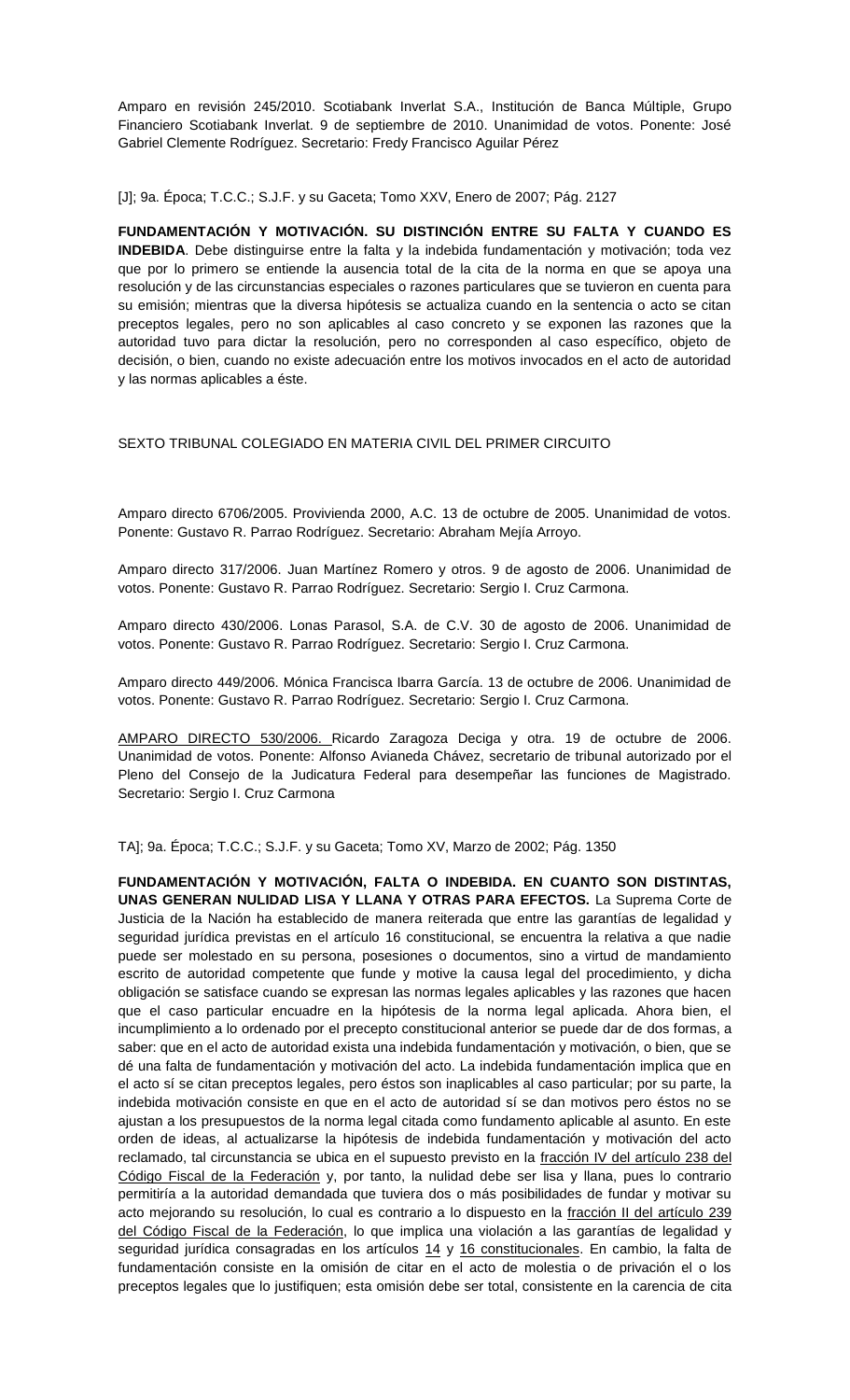Amparo en revisión 245/2010. Scotiabank Inverlat S.A., Institución de Banca Múltiple, Grupo Financiero Scotiabank Inverlat. 9 de septiembre de 2010. Unanimidad de votos. Ponente: José Gabriel Clemente Rodríguez. Secretario: Fredy Francisco Aguilar Pérez

[J]; 9a. Época; T.C.C.; S.J.F. y su Gaceta; Tomo XXV, Enero de 2007; Pág. 2127

**FUNDAMENTACIÓN Y MOTIVACIÓN. SU DISTINCIÓN ENTRE SU FALTA Y CUANDO ES INDEBIDA**. Debe distinguirse entre la falta y la indebida fundamentación y motivación; toda vez que por lo primero se entiende la ausencia total de la cita de la norma en que se apoya una resolución y de las circunstancias especiales o razones particulares que se tuvieron en cuenta para su emisión; mientras que la diversa hipótesis se actualiza cuando en la sentencia o acto se citan preceptos legales, pero no son aplicables al caso concreto y se exponen las razones que la autoridad tuvo para dictar la resolución, pero no corresponden al caso específico, objeto de decisión, o bien, cuando no existe adecuación entre los motivos invocados en el acto de autoridad y las normas aplicables a éste.

SEXTO TRIBUNAL COLEGIADO EN MATERIA CIVIL DEL PRIMER CIRCUITO

Amparo directo 6706/2005. Provivienda 2000, A.C. 13 de octubre de 2005. Unanimidad de votos. Ponente: Gustavo R. Parrao Rodríguez. Secretario: Abraham Mejía Arroyo.

Amparo directo 317/2006. Juan Martínez Romero y otros. 9 de agosto de 2006. Unanimidad de votos. Ponente: Gustavo R. Parrao Rodríguez. Secretario: Sergio I. Cruz Carmona.

Amparo directo 430/2006. Lonas Parasol, S.A. de C.V. 30 de agosto de 2006. Unanimidad de votos. Ponente: Gustavo R. Parrao Rodríguez. Secretario: Sergio I. Cruz Carmona.

Amparo directo 449/2006. Mónica Francisca Ibarra García. 13 de octubre de 2006. Unanimidad de votos. Ponente: Gustavo R. Parrao Rodríguez. Secretario: Sergio I. Cruz Carmona.

AMPARO DIRECTO 530/2006. Ricardo Zaragoza Deciga y otra. 19 de octubre de 2006. Unanimidad de votos. Ponente: Alfonso Avianeda Chávez, secretario de tribunal autorizado por el Pleno del Consejo de la Judicatura Federal para desempeñar las funciones de Magistrado. Secretario: Sergio I. Cruz Carmona

TA]; 9a. Época; T.C.C.; S.J.F. y su Gaceta; Tomo XV, Marzo de 2002; Pág. 1350

**FUNDAMENTACIÓN Y MOTIVACIÓN, FALTA O INDEBIDA. EN CUANTO SON DISTINTAS, UNAS GENERAN NULIDAD LISA Y LLANA Y OTRAS PARA EFECTOS.** La Suprema Corte de Justicia de la Nación ha establecido de manera reiterada que entre las garantías de legalidad y seguridad jurídica previstas en el artículo 16 constitucional, se encuentra la relativa a que nadie puede ser molestado en su persona, posesiones o documentos, sino a virtud de mandamiento escrito de autoridad competente que funde y motive la causa legal del procedimiento, y dicha obligación se satisface cuando se expresan las normas legales aplicables y las razones que hacen que el caso particular encuadre en la hipótesis de la norma legal aplicada. Ahora bien, el incumplimiento a lo ordenado por el precepto constitucional anterior se puede dar de dos formas, a saber: que en el acto de autoridad exista una indebida fundamentación y motivación, o bien, que se dé una falta de fundamentación y motivación del acto. La indebida fundamentación implica que en el acto sí se citan preceptos legales, pero éstos son inaplicables al caso particular; por su parte, la indebida motivación consiste en que en el acto de autoridad sí se dan motivos pero éstos no se ajustan a los presupuestos de la norma legal citada como fundamento aplicable al asunto. En este orden de ideas, al actualizarse la hipótesis de indebida fundamentación y motivación del acto reclamado, tal circunstancia se ubica en el supuesto previsto en la fracción IV del artículo 238 del Código Fiscal de la Federación y, por tanto, la nulidad debe ser lisa y llana, pues lo contrario permitiría a la autoridad demandada que tuviera dos o más posibilidades de fundar y motivar su acto mejorando su resolución, lo cual es contrario a lo dispuesto en la fracción II del artículo 239 del Código Fiscal de la Federación, lo que implica una violación a las garantías de legalidad y seguridad jurídica consagradas en los artículos 14 y 16 constitucionales. En cambio, la falta de fundamentación consiste en la omisión de citar en el acto de molestia o de privación el o los preceptos legales que lo justifiquen; esta omisión debe ser total, consistente en la carencia de cita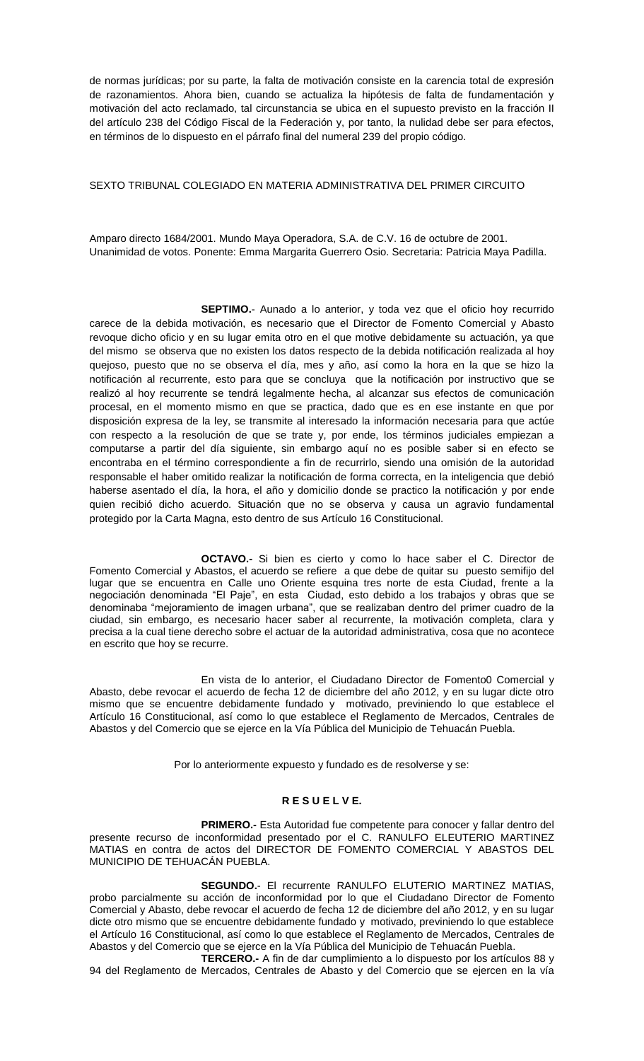de normas jurídicas; por su parte, la falta de motivación consiste en la carencia total de expresión de razonamientos. Ahora bien, cuando se actualiza la hipótesis de falta de fundamentación y motivación del acto reclamado, tal circunstancia se ubica en el supuesto previsto en la fracción II del artículo 238 del Código Fiscal de la Federación y, por tanto, la nulidad debe ser para efectos, en términos de lo dispuesto en el párrafo final del numeral 239 del propio código.

SEXTO TRIBUNAL COLEGIADO EN MATERIA ADMINISTRATIVA DEL PRIMER CIRCUITO

Amparo directo 1684/2001. Mundo Maya Operadora, S.A. de C.V. 16 de octubre de 2001. Unanimidad de votos. Ponente: Emma Margarita Guerrero Osio. Secretaria: Patricia Maya Padilla.

**SEPTIMO.**- Aunado a lo anterior, y toda vez que el oficio hoy recurrido carece de la debida motivación, es necesario que el Director de Fomento Comercial y Abasto revoque dicho oficio y en su lugar emita otro en el que motive debidamente su actuación, ya que del mismo se observa que no existen los datos respecto de la debida notificación realizada al hoy quejoso, puesto que no se observa el día, mes y año, así como la hora en la que se hizo la notificación al recurrente, esto para que se concluya que la notificación por instructivo que se realizó al hoy recurrente se tendrá legalmente hecha, al alcanzar sus efectos de comunicación procesal, en el momento mismo en que se practica, dado que es en ese instante en que por disposición expresa de la ley, se transmite al interesado la información necesaria para que actúe con respecto a la resolución de que se trate y, por ende, los términos judiciales empiezan a computarse a partir del día siguiente, sin embargo aquí no es posible saber si en efecto se encontraba en el término correspondiente a fin de recurrirlo, siendo una omisión de la autoridad responsable el haber omitido realizar la notificación de forma correcta, en la inteligencia que debió haberse asentado el día, la hora, el año y domicilio donde se practico la notificación y por ende quien recibió dicho acuerdo. Situación que no se observa y causa un agravio fundamental protegido por la Carta Magna, esto dentro de sus Artículo 16 Constitucional.

**OCTAVO.-** Si bien es cierto y como lo hace saber el C. Director de Fomento Comercial y Abastos, el acuerdo se refiere a que debe de quitar su puesto semifijo del lugar que se encuentra en Calle uno Oriente esquina tres norte de esta Ciudad, frente a la negociación denominada "El Paje", en esta Ciudad, esto debido a los trabajos y obras que se denominaba "mejoramiento de imagen urbana", que se realizaban dentro del primer cuadro de la ciudad, sin embargo, es necesario hacer saber al recurrente, la motivación completa, clara y precisa a la cual tiene derecho sobre el actuar de la autoridad administrativa, cosa que no acontece en escrito que hoy se recurre.

En vista de lo anterior, el Ciudadano Director de Fomento0 Comercial y Abasto, debe revocar el acuerdo de fecha 12 de diciembre del año 2012, y en su lugar dicte otro mismo que se encuentre debidamente fundado y motivado, previniendo lo que establece el Artículo 16 Constitucional, así como lo que establece el Reglamento de Mercados, Centrales de Abastos y del Comercio que se ejerce en la Vía Pública del Municipio de Tehuacán Puebla.

Por lo anteriormente expuesto y fundado es de resolverse y se:

**R E S U E L V E.**

**PRIMERO.-** Esta Autoridad fue competente para conocer y fallar dentro del presente recurso de inconformidad presentado por el C. RANULFO ELEUTERIO MARTINEZ MATIAS en contra de actos del DIRECTOR DE FOMENTO COMERCIAL Y ABASTOS DEL MUNICIPIO DE TEHUACÁN PUEBLA.

**SEGUNDO.**- El recurrente RANULFO ELUTERIO MARTINEZ MATIAS, probo parcialmente su acción de inconformidad por lo que el Ciudadano Director de Fomento Comercial y Abasto, debe revocar el acuerdo de fecha 12 de diciembre del año 2012, y en su lugar dicte otro mismo que se encuentre debidamente fundado y motivado, previniendo lo que establece el Artículo 16 Constitucional, así como lo que establece el Reglamento de Mercados, Centrales de Abastos y del Comercio que se ejerce en la Vía Pública del Municipio de Tehuacán Puebla.

**TERCERO.-** A fin de dar cumplimiento a lo dispuesto por los artículos 88 y 94 del Reglamento de Mercados, Centrales de Abasto y del Comercio que se ejercen en la vía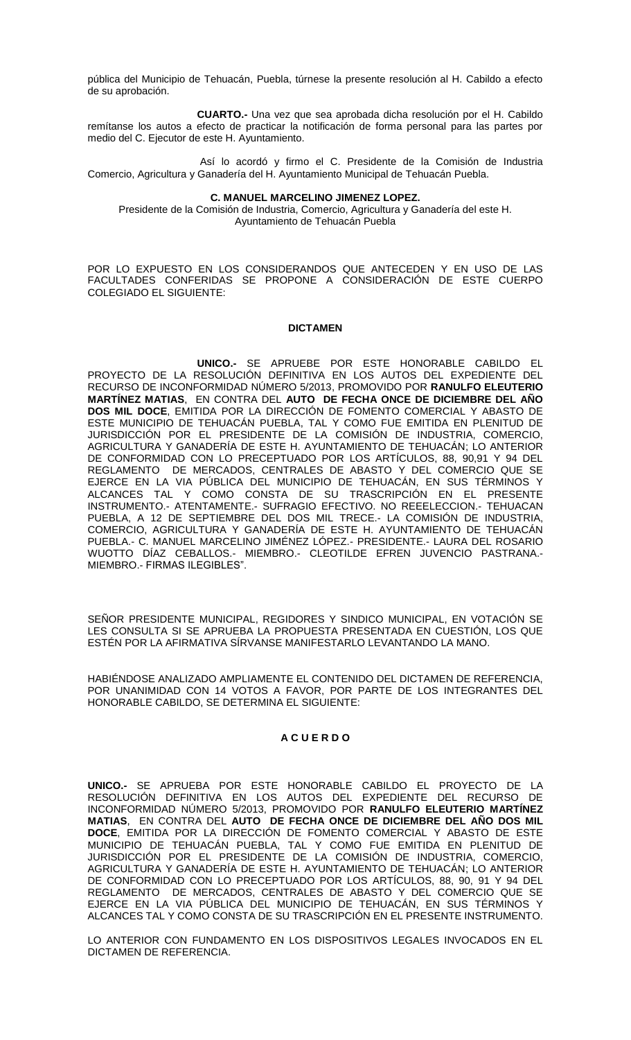pública del Municipio de Tehuacán, Puebla, túrnese la presente resolución al H. Cabildo a efecto de su aprobación.

**CUARTO.-** Una vez que sea aprobada dicha resolución por el H. Cabildo remítanse los autos a efecto de practicar la notificación de forma personal para las partes por medio del C. Ejecutor de este H. Ayuntamiento.

Así lo acordó y firmo el C. Presidente de la Comisión de Industria Comercio, Agricultura y Ganadería del H. Ayuntamiento Municipal de Tehuacán Puebla.

**C. MANUEL MARCELINO JIMENEZ LOPEZ.**
Presidente de la Comisión de Industria, Comercio, Agricultura y Ganadería del este H. Ayuntamiento de Tehuacán Puebla

POR LO EXPUESTO EN LOS CONSIDERANDOS QUE ANTECEDEN Y EN USO DE LAS FACULTADES CONFERIDAS SE PROPONE A CONSIDERACIÓN DE ESTE CUERPO COLEGIADO EL SIGUIENTE:

**DICTAMEN**

**UNICO.-** SE APRUEBE POR ESTE HONORABLE CABILDO EL PROYECTO DE LA RESOLUCIÓN DEFINITIVA EN LOS AUTOS DEL EXPEDIENTE DEL RECURSO DE INCONFORMIDAD NÚMERO 5/2013, PROMOVIDO POR **RANULFO ELEUTERIO MARTÍNEZ MATIAS**, EN CONTRA DEL **AUTO DE FECHA ONCE DE DICIEMBRE DEL AÑO DOS MIL DOCE**, EMITIDA POR LA DIRECCIÓN DE FOMENTO COMERCIAL Y ABASTO DE ESTE MUNICIPIO DE TEHUACÁN PUEBLA, TAL Y COMO FUE EMITIDA EN PLENITUD DE JURISDICCIÓN POR EL PRESIDENTE DE LA COMISIÓN DE INDUSTRIA, COMERCIO, AGRICULTURA Y GANADERÍA DE ESTE H. AYUNTAMIENTO DE TEHUACÁN; LO ANTERIOR DE CONFORMIDAD CON LO PRECEPTUADO POR LOS ARTÍCULOS, 88, 90,91 Y 94 DEL REGLAMENTO DE MERCADOS, CENTRALES DE ABASTO Y DEL COMERCIO QUE SE EJERCE EN LA VIA PÚBLICA DEL MUNICIPIO DE TEHUACÁN, EN SUS TÉRMINOS Y ALCANCES TAL Y COMO CONSTA DE SU TRASCRIPCIÓN EN EL PRESENTE INSTRUMENTO.- ATENTAMENTE.- SUFRAGIO EFECTIVO. NO REEELECCION.- TEHUACAN PUEBLA, A 12 DE SEPTIEMBRE DEL DOS MIL TRECE.- LA COMISIÓN DE INDUSTRIA, COMERCIO, AGRICULTURA Y GANADERÍA DE ESTE H. AYUNTAMIENTO DE TEHUACÁN PUEBLA.- C. MANUEL MARCELINO JIMÉNEZ LÓPEZ.- PRESIDENTE.- LAURA DEL ROSARIO WUOTTO DÍAZ CEBALLOS.- MIEMBRO.- CLEOTILDE EFREN JUVENCIO PASTRANA.- MIEMBRO.- FIRMAS ILEGIBLES".

SEÑOR PRESIDENTE MUNICIPAL, REGIDORES Y SINDICO MUNICIPAL, EN VOTACIÓN SE LES CONSULTA SI SE APRUEBA LA PROPUESTA PRESENTADA EN CUESTIÓN, LOS QUE ESTÉN POR LA AFIRMATIVA SÍRVANSE MANIFESTARLO LEVANTANDO LA MANO.

HABIÉNDOSE ANALIZADO AMPLIAMENTE EL CONTENIDO DEL DICTAMEN DE REFERENCIA, POR UNANIMIDAD CON 14 VOTOS A FAVOR, POR PARTE DE LOS INTEGRANTES DEL HONORABLE CABILDO, SE DETERMINA EL SIGUIENTE:

**A C U E R D O**

**UNICO.-** SE APRUEBA POR ESTE HONORABLE CABILDO EL PROYECTO DE LA RESOLUCIÓN DEFINITIVA EN LOS AUTOS DEL EXPEDIENTE DEL RECURSO DE INCONFORMIDAD NÚMERO 5/2013, PROMOVIDO POR **RANULFO ELEUTERIO MARTÍNEZ MATIAS**, EN CONTRA DEL **AUTO DE FECHA ONCE DE DICIEMBRE DEL AÑO DOS MIL DOCE**, EMITIDA POR LA DIRECCIÓN DE FOMENTO COMERCIAL Y ABASTO DE ESTE MUNICIPIO DE TEHUACÁN PUEBLA, TAL Y COMO FUE EMITIDA EN PLENITUD DE JURISDICCIÓN POR EL PRESIDENTE DE LA COMISIÓN DE INDUSTRIA, COMERCIO, AGRICULTURA Y GANADERÍA DE ESTE H. AYUNTAMIENTO DE TEHUACÁN; LO ANTERIOR DE CONFORMIDAD CON LO PRECEPTUADO POR LOS ARTÍCULOS, 88, 90, 91 Y 94 DEL REGLAMENTO DE MERCADOS, CENTRALES DE ABASTO Y DEL COMERCIO QUE SE EJERCE EN LA VIA PÚBLICA DEL MUNICIPIO DE TEHUACÁN, EN SUS TÉRMINOS Y ALCANCES TAL Y COMO CONSTA DE SU TRASCRIPCIÓN EN EL PRESENTE INSTRUMENTO.

LO ANTERIOR CON FUNDAMENTO EN LOS DISPOSITIVOS LEGALES INVOCADOS EN EL DICTAMEN DE REFERENCIA.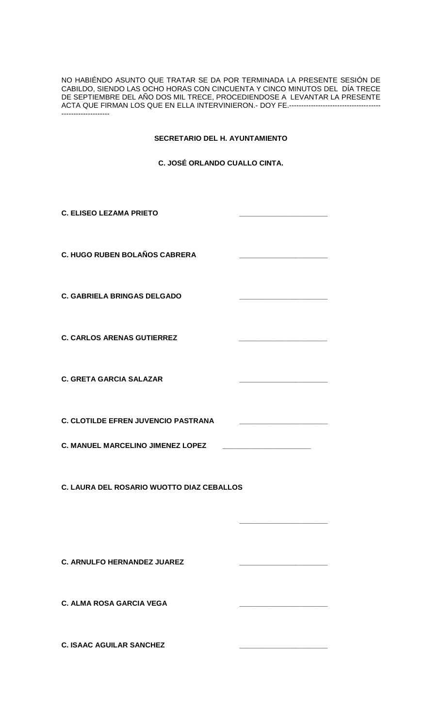NO HABIÉNDO ASUNTO QUE TRATAR SE DA POR TERMINADA LA PRESENTE SESIÓN DE CABILDO, SIENDO LAS OCHO HORAS CON CINCUENTA Y CINCO MINUTOS DEL DÍA TRECE DE SEPTIEMBRE DEL AÑO DOS MIL TRECE, PROCEDIENDOSE A LEVANTAR LA PRESENTE ACTA QUE FIRMAN LOS QUE EN ELLA INTERVINIERON.- DOY FE.--------------------------------------------------------

**SECRETARIO DEL H. AYUNTAMIENTO**

**C. JOSÉ ORLANDO CUALLO CINTA.**

**C. ELISEO LEZAMA PRIETO** _____________________

**C. HUGO RUBEN BOLAÑOS CABRERA** _____________________

**C. GABRIELA BRINGAS DELGADO** _____________________

**C. CARLOS ARENAS GUTIERREZ** _____________________

**C. GRETA GARCIA SALAZAR** _____________________

**C. CLOTILDE EFREN JUVENCIO PASTRANA** _____________________

**C. MANUEL MARCELINO JIMENEZ LOPEZ** _____________________

**C. LAURA DEL ROSARIO WUOTTO DIAZ CEBALLOS**

_____________________

**C. ARNULFO HERNANDEZ JUAREZ** _____________________

**C. ALMA ROSA GARCIA VEGA** _____________________

**C. ISAAC AGUILAR SANCHEZ** _____________________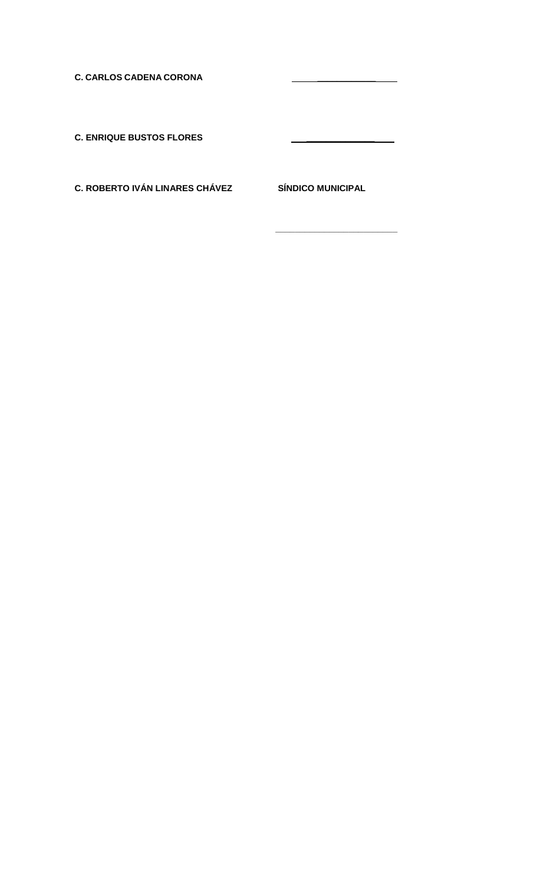**C. CARLOS CADENA CORONA** ____________________

**C. ENRIQUE BUSTOS FLORES** ____________________

**C. ROBERTO IVÁN LINARES CHÁVEZ** **SÍNDICO MUNICIPAL**

____________________